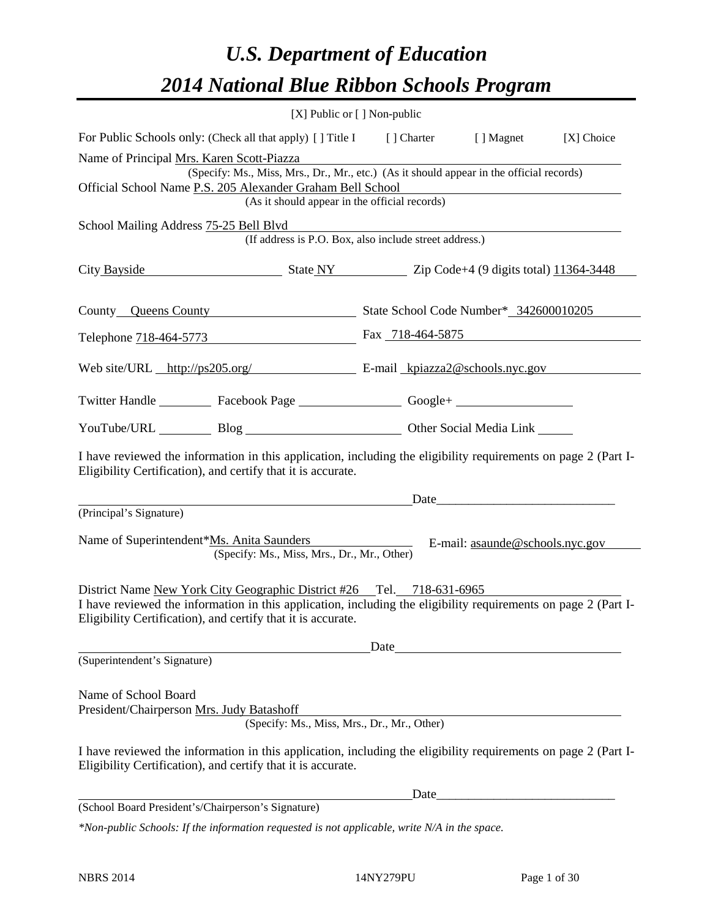# *U.S. Department of Education*

# *2014 National Blue Ribbon Schools Program*

[X] Public or [ ] Non-public

For Public Schools only: (Check all that apply) [ ] Title I [ ] Charter [ ] Magnet [X] Choice

Name of Principal Mrs. Karen Scott-Piazza

(Specify: Ms., Miss, Mrs., Dr., Mr., etc.) (As it should appear in the official records)

Official School Name P.S. 205 Alexander Graham Bell School

(As it should appear in the official records)

School Mailing Address 75-25 Bell Blvd

(If address is P.O. Box, also include street address.)

City Bayside State NY Zip Code+4 (9 digits total) 11364-3448

County Queens County State School Code Number* 342600010205

Telephone 718-464-5773 Fax 718-464-5875

Web site/URL http://ps205.org/ E-mail kpiazza2@schools.nyc.gov

Twitter Handle ________ Facebook Page ________ Google+ ________

YouTube/URL ________ Blog ________ Other Social Media Link ________

I have reviewed the information in this application, including the eligibility requirements on page 2 (Part I-Eligibility Certification), and certify that it is accurate.

_______________________________ Date_______________

(Principal's Signature)

Name of Superintendent*Ms. Anita Saunders E-mail: asaunde@schools.nyc.gov

(Specify: Ms., Miss, Mrs., Dr., Mr., Other)

District Name New York City Geographic District #26 Tel. 718-631-6965

I have reviewed the information in this application, including the eligibility requirements on page 2 (Part I-Eligibility Certification), and certify that it is accurate.

_______________________________ Date_______________

(Superintendent's Signature)

Name of School Board
President/Chairperson Mrs. Judy Batashoff

(Specify: Ms., Miss, Mrs., Dr., Mr., Other)

I have reviewed the information in this application, including the eligibility requirements on page 2 (Part I-Eligibility Certification), and certify that it is accurate.

_______________________________ Date_______________

(School Board President's/Chairperson's Signature)

*\*Non-public Schools: If the information requested is not applicable, write N/A in the space.*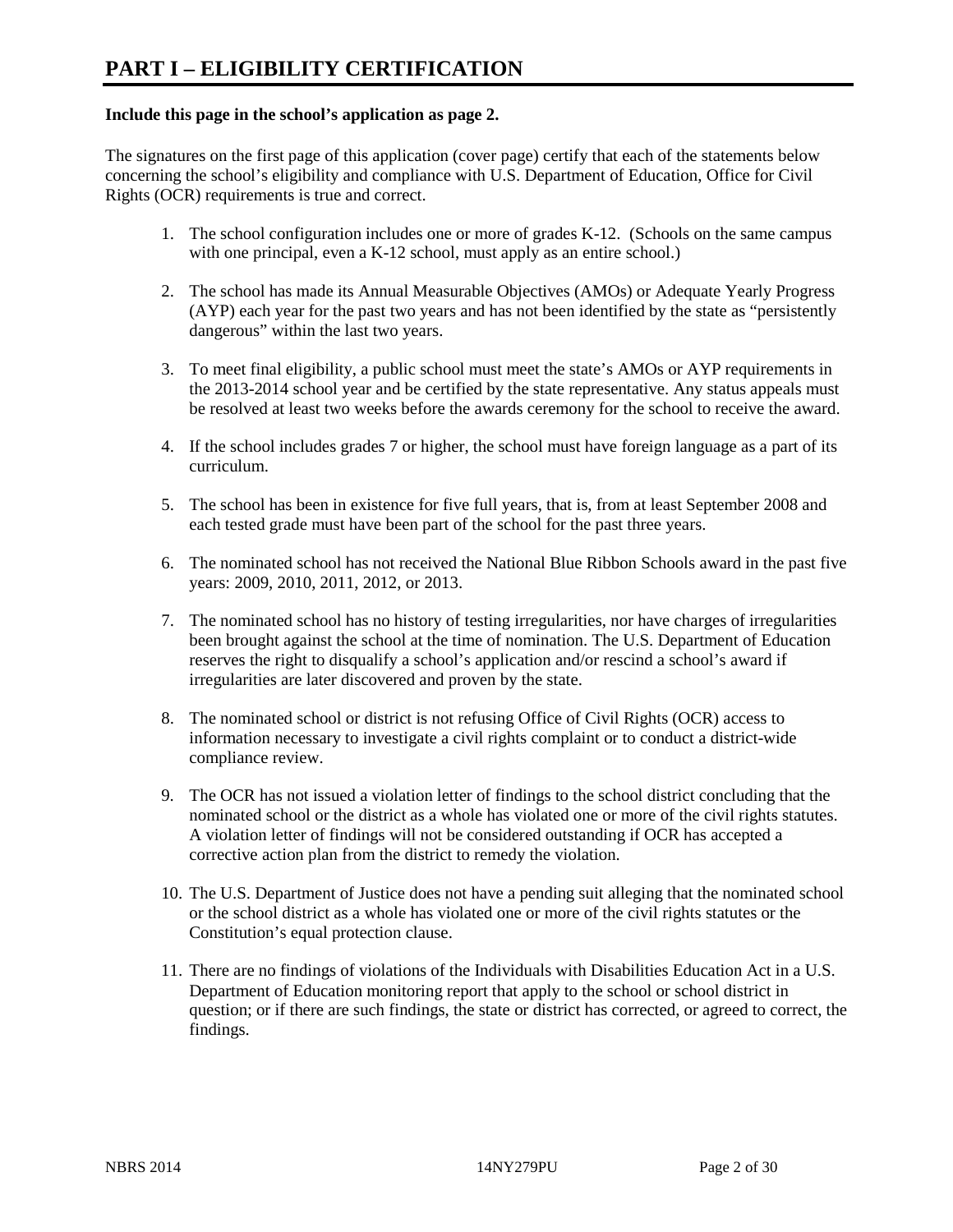# PART I – ELIGIBILITY CERTIFICATION

**Include this page in the school's application as page 2.**

The signatures on the first page of this application (cover page) certify that each of the statements below concerning the school's eligibility and compliance with U.S. Department of Education, Office for Civil Rights (OCR) requirements is true and correct.

1. The school configuration includes one or more of grades K-12. (Schools on the same campus with one principal, even a K-12 school, must apply as an entire school.)
2. The school has made its Annual Measurable Objectives (AMOs) or Adequate Yearly Progress (AYP) each year for the past two years and has not been identified by the state as "persistently dangerous" within the last two years.
3. To meet final eligibility, a public school must meet the state's AMOs or AYP requirements in the 2013-2014 school year and be certified by the state representative. Any status appeals must be resolved at least two weeks before the awards ceremony for the school to receive the award.
4. If the school includes grades 7 or higher, the school must have foreign language as a part of its curriculum.
5. The school has been in existence for five full years, that is, from at least September 2008 and each tested grade must have been part of the school for the past three years.
6. The nominated school has not received the National Blue Ribbon Schools award in the past five years: 2009, 2010, 2011, 2012, or 2013.
7. The nominated school has no history of testing irregularities, nor have charges of irregularities been brought against the school at the time of nomination. The U.S. Department of Education reserves the right to disqualify a school's application and/or rescind a school's award if irregularities are later discovered and proven by the state.
8. The nominated school or district is not refusing Office of Civil Rights (OCR) access to information necessary to investigate a civil rights complaint or to conduct a district-wide compliance review.
9. The OCR has not issued a violation letter of findings to the school district concluding that the nominated school or the district as a whole has violated one or more of the civil rights statutes. A violation letter of findings will not be considered outstanding if OCR has accepted a corrective action plan from the district to remedy the violation.
10. The U.S. Department of Justice does not have a pending suit alleging that the nominated school or the school district as a whole has violated one or more of the civil rights statutes or the Constitution's equal protection clause.
11. There are no findings of violations of the Individuals with Disabilities Education Act in a U.S. Department of Education monitoring report that apply to the school or school district in question; or if there are such findings, the state or district has corrected, or agreed to correct, the findings.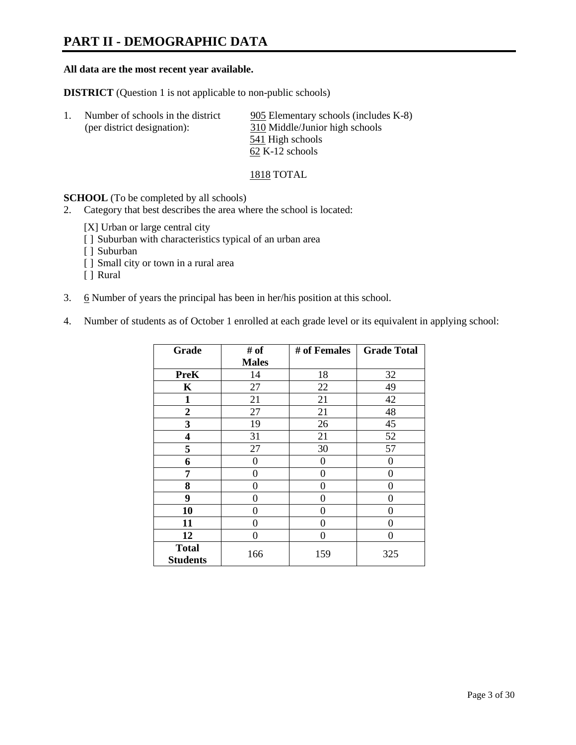# PART II - DEMOGRAPHIC DATA

**All data are the most recent year available.**

**DISTRICT** (Question 1 is not applicable to non-public schools)

1. Number of schools in the district (per district designation):
   - 905 Elementary schools (includes K-8)
   - 310 Middle/Junior high schools
   - 541 High schools
   - 62 K-12 schools

   1818 TOTAL

**SCHOOL** (To be completed by all schools)

2. Category that best describes the area where the school is located:

   [X] Urban or large central city
   [ ] Suburban with characteristics typical of an urban area
   [ ] Suburban
   [ ] Small city or town in a rural area
   [ ] Rural

3. 6 Number of years the principal has been in her/his position at this school.

4. Number of students as of October 1 enrolled at each grade level or its equivalent in applying school:

| Grade | # of Males | # of Females | Grade Total |
|---|---|---|---|
| **PreK** | 14 | 18 | 32 |
| **K** | 27 | 22 | 49 |
| **1** | 21 | 21 | 42 |
| **2** | 27 | 21 | 48 |
| **3** | 19 | 26 | 45 |
| **4** | 31 | 21 | 52 |
| **5** | 27 | 30 | 57 |
| **6** | 0 | 0 | 0 |
| **7** | 0 | 0 | 0 |
| **8** | 0 | 0 | 0 |
| **9** | 0 | 0 | 0 |
| **10** | 0 | 0 | 0 |
| **11** | 0 | 0 | 0 |
| **12** | 0 | 0 | 0 |
| **Total Students** | 166 | 159 | 325 |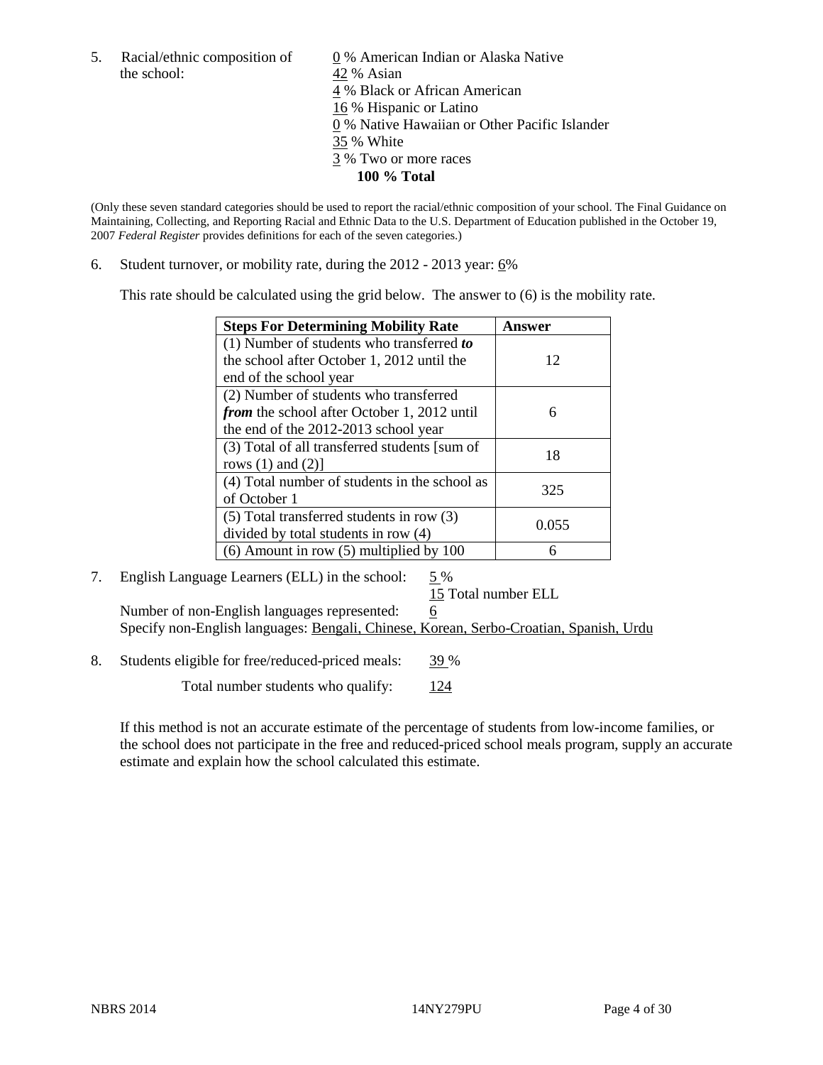5. Racial/ethnic composition of the school:

0 % American Indian or Alaska Native
42 % Asian
4 % Black or African American
16 % Hispanic or Latino
0 % Native Hawaiian or Other Pacific Islander
35 % White
3 % Two or more races
**100 % Total**

(Only these seven standard categories should be used to report the racial/ethnic composition of your school. The Final Guidance on Maintaining, Collecting, and Reporting Racial and Ethnic Data to the U.S. Department of Education published in the October 19, 2007 *Federal Register* provides definitions for each of the seven categories.)

6. Student turnover, or mobility rate, during the 2012 - 2013 year: 6%

This rate should be calculated using the grid below. The answer to (6) is the mobility rate.

| **Steps For Determining Mobility Rate** | **Answer** |
| --- | --- |
| (1) Number of students who transferred ***to*** the school after October 1, 2012 until the end of the school year | 12 |
| (2) Number of students who transferred ***from*** the school after October 1, 2012 until the end of the 2012-2013 school year | 6 |
| (3) Total of all transferred students [sum of rows (1) and (2)] | 18 |
| (4) Total number of students in the school as of October 1 | 325 |
| (5) Total transferred students in row (3) divided by total students in row (4) | 0.055 |
| (6) Amount in row (5) multiplied by 100 | 6 |

7. English Language Learners (ELL) in the school: 5 %
15 Total number ELL
Number of non-English languages represented: 6
Specify non-English languages: Bengali, Chinese, Korean, Serbo-Croatian, Spanish, Urdu

8. Students eligible for free/reduced-priced meals: 39 %
Total number students who qualify: 124

If this method is not an accurate estimate of the percentage of students from low-income families, or the school does not participate in the free and reduced-priced school meals program, supply an accurate estimate and explain how the school calculated this estimate.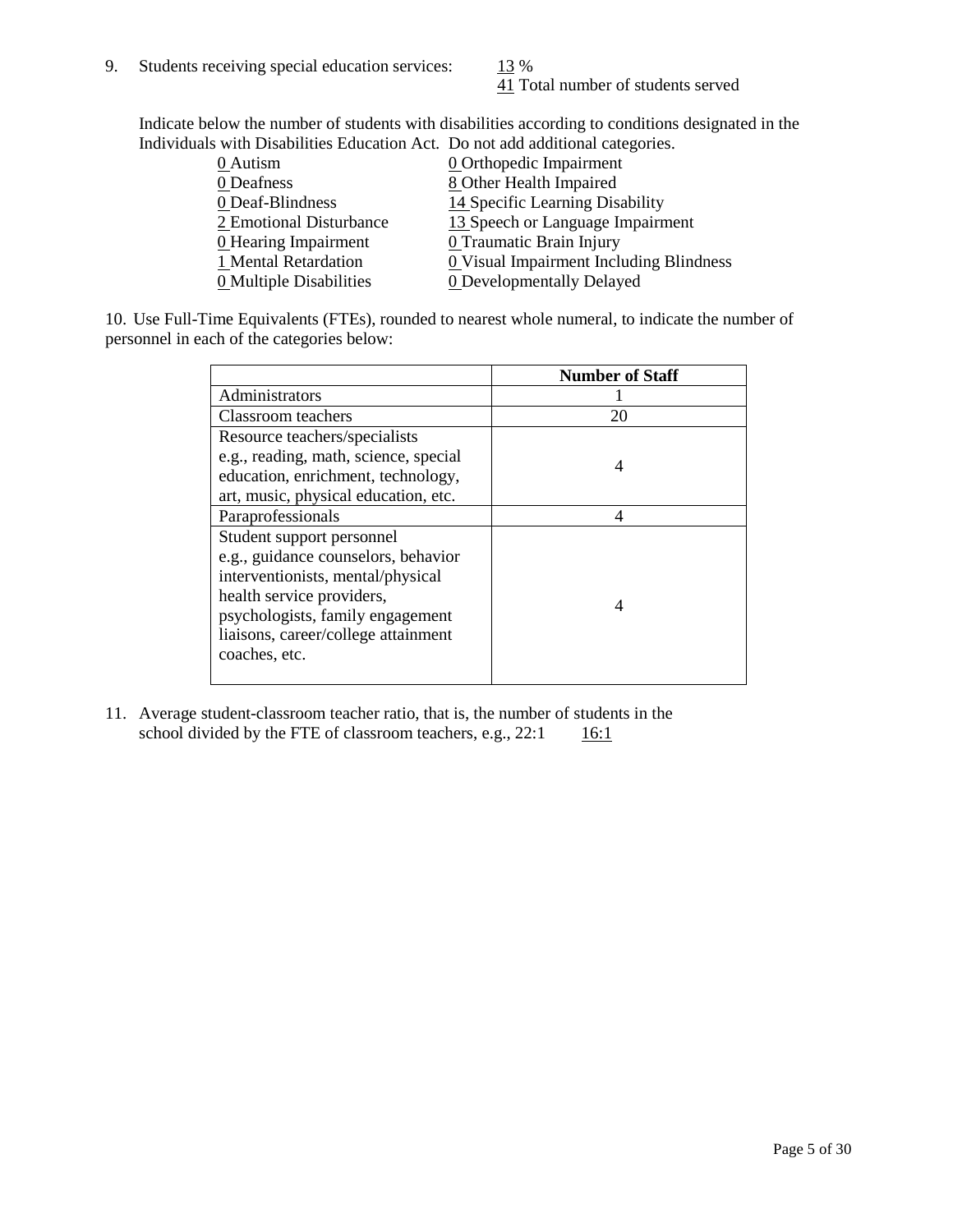9. Students receiving special education services: 13 %
   41 Total number of students served

   Indicate below the number of students with disabilities according to conditions designated in the Individuals with Disabilities Education Act. Do not add additional categories.

| | |
|---|---|
| 0 Autism | 0 Orthopedic Impairment |
| 0 Deafness | 8 Other Health Impaired |
| 0 Deaf-Blindness | 14 Specific Learning Disability |
| 2 Emotional Disturbance | 13 Speech or Language Impairment |
| 0 Hearing Impairment | 0 Traumatic Brain Injury |
| 1 Mental Retardation | 0 Visual Impairment Including Blindness |
| 0 Multiple Disabilities | 0 Developmentally Delayed |

10. Use Full-Time Equivalents (FTEs), rounded to nearest whole numeral, to indicate the number of personnel in each of the categories below:

| | Number of Staff |
|---|---|
| Administrators | 1 |
| Classroom teachers | 20 |
| Resource teachers/specialists e.g., reading, math, science, special education, enrichment, technology, art, music, physical education, etc. | 4 |
| Paraprofessionals | 4 |
| Student support personnel e.g., guidance counselors, behavior interventionists, mental/physical health service providers, psychologists, family engagement liaisons, career/college attainment coaches, etc. | 4 |

11. Average student-classroom teacher ratio, that is, the number of students in the school divided by the FTE of classroom teachers, e.g., 22:1   16:1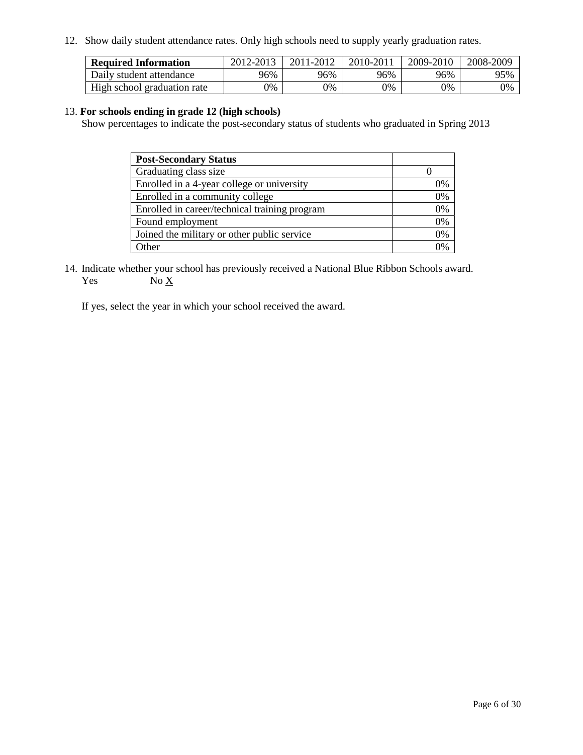12. Show daily student attendance rates. Only high schools need to supply yearly graduation rates.

| **Required Information** | 2012-2013 | 2011-2012 | 2010-2011 | 2009-2010 | 2008-2009 |
|---|---|---|---|---|---|
| Daily student attendance | 96% | 96% | 96% | 96% | 95% |
| High school graduation rate | 0% | 0% | 0% | 0% | 0% |

13. **For schools ending in grade 12 (high schools)**
Show percentages to indicate the post-secondary status of students who graduated in Spring 2013

| **Post-Secondary Status** | |
|---|---|
| Graduating class size | 0 |
| Enrolled in a 4-year college or university | 0% |
| Enrolled in a community college | 0% |
| Enrolled in career/technical training program | 0% |
| Found employment | 0% |
| Joined the military or other public service | 0% |
| Other | 0% |

14. Indicate whether your school has previously received a National Blue Ribbon Schools award.
Yes No X

If yes, select the year in which your school received the award.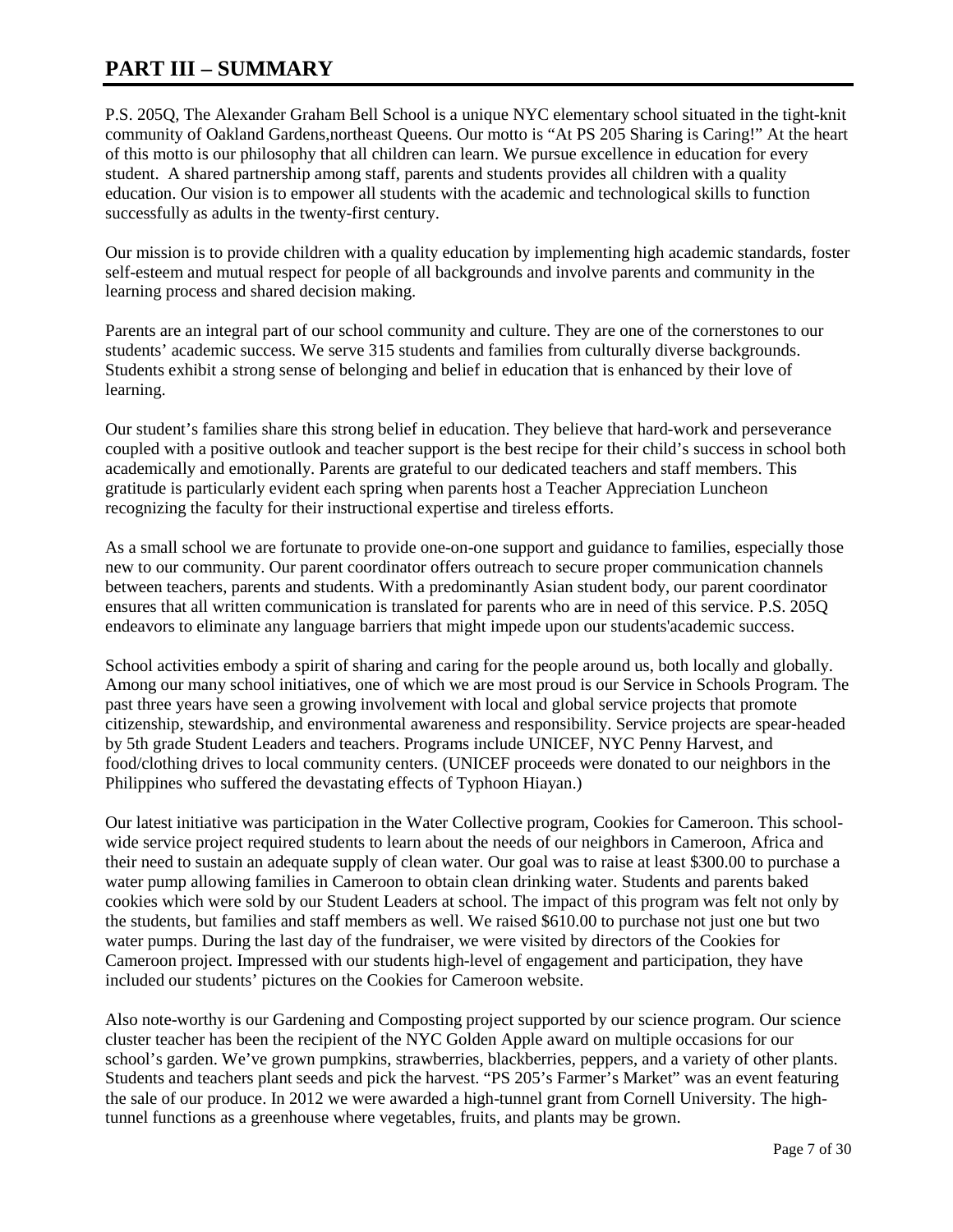# PART III – SUMMARY

P.S. 205Q, The Alexander Graham Bell School is a unique NYC elementary school situated in the tight-knit community of Oakland Gardens,northeast Queens. Our motto is "At PS 205 Sharing is Caring!" At the heart of this motto is our philosophy that all children can learn. We pursue excellence in education for every student. A shared partnership among staff, parents and students provides all children with a quality education. Our vision is to empower all students with the academic and technological skills to function successfully as adults in the twenty-first century.

Our mission is to provide children with a quality education by implementing high academic standards, foster self-esteem and mutual respect for people of all backgrounds and involve parents and community in the learning process and shared decision making.

Parents are an integral part of our school community and culture. They are one of the cornerstones to our students' academic success. We serve 315 students and families from culturally diverse backgrounds. Students exhibit a strong sense of belonging and belief in education that is enhanced by their love of learning.

Our student's families share this strong belief in education. They believe that hard-work and perseverance coupled with a positive outlook and teacher support is the best recipe for their child's success in school both academically and emotionally. Parents are grateful to our dedicated teachers and staff members. This gratitude is particularly evident each spring when parents host a Teacher Appreciation Luncheon recognizing the faculty for their instructional expertise and tireless efforts.

As a small school we are fortunate to provide one-on-one support and guidance to families, especially those new to our community. Our parent coordinator offers outreach to secure proper communication channels between teachers, parents and students. With a predominantly Asian student body, our parent coordinator ensures that all written communication is translated for parents who are in need of this service. P.S. 205Q endeavors to eliminate any language barriers that might impede upon our students'academic success.

School activities embody a spirit of sharing and caring for the people around us, both locally and globally. Among our many school initiatives, one of which we are most proud is our Service in Schools Program. The past three years have seen a growing involvement with local and global service projects that promote citizenship, stewardship, and environmental awareness and responsibility. Service projects are spear-headed by 5th grade Student Leaders and teachers. Programs include UNICEF, NYC Penny Harvest, and food/clothing drives to local community centers. (UNICEF proceeds were donated to our neighbors in the Philippines who suffered the devastating effects of Typhoon Hiayan.)

Our latest initiative was participation in the Water Collective program, Cookies for Cameroon. This school-wide service project required students to learn about the needs of our neighbors in Cameroon, Africa and their need to sustain an adequate supply of clean water. Our goal was to raise at least $300.00 to purchase a water pump allowing families in Cameroon to obtain clean drinking water. Students and parents baked cookies which were sold by our Student Leaders at school. The impact of this program was felt not only by the students, but families and staff members as well. We raised $610.00 to purchase not just one but two water pumps. During the last day of the fundraiser, we were visited by directors of the Cookies for Cameroon project. Impressed with our students high-level of engagement and participation, they have included our students' pictures on the Cookies for Cameroon website.

Also note-worthy is our Gardening and Composting project supported by our science program. Our science cluster teacher has been the recipient of the NYC Golden Apple award on multiple occasions for our school's garden. We've grown pumpkins, strawberries, blackberries, peppers, and a variety of other plants. Students and teachers plant seeds and pick the harvest. "PS 205's Farmer's Market" was an event featuring the sale of our produce. In 2012 we were awarded a high-tunnel grant from Cornell University. The high-tunnel functions as a greenhouse where vegetables, fruits, and plants may be grown.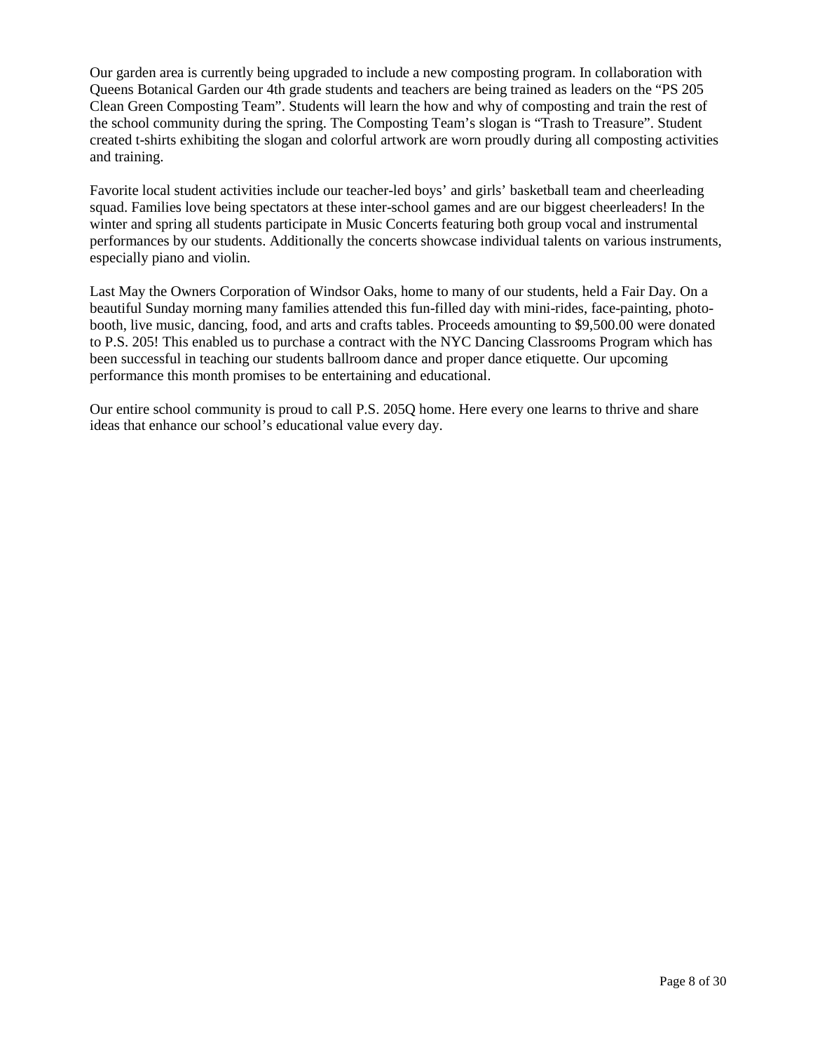Our garden area is currently being upgraded to include a new composting program. In collaboration with Queens Botanical Garden our 4th grade students and teachers are being trained as leaders on the "PS 205 Clean Green Composting Team". Students will learn the how and why of composting and train the rest of the school community during the spring. The Composting Team's slogan is "Trash to Treasure". Student created t-shirts exhibiting the slogan and colorful artwork are worn proudly during all composting activities and training.

Favorite local student activities include our teacher-led boys' and girls' basketball team and cheerleading squad. Families love being spectators at these inter-school games and are our biggest cheerleaders! In the winter and spring all students participate in Music Concerts featuring both group vocal and instrumental performances by our students. Additionally the concerts showcase individual talents on various instruments, especially piano and violin.

Last May the Owners Corporation of Windsor Oaks, home to many of our students, held a Fair Day. On a beautiful Sunday morning many families attended this fun-filled day with mini-rides, face-painting, photo-booth, live music, dancing, food, and arts and crafts tables. Proceeds amounting to $9,500.00 were donated to P.S. 205! This enabled us to purchase a contract with the NYC Dancing Classrooms Program which has been successful in teaching our students ballroom dance and proper dance etiquette. Our upcoming performance this month promises to be entertaining and educational.

Our entire school community is proud to call P.S. 205Q home. Here every one learns to thrive and share ideas that enhance our school's educational value every day.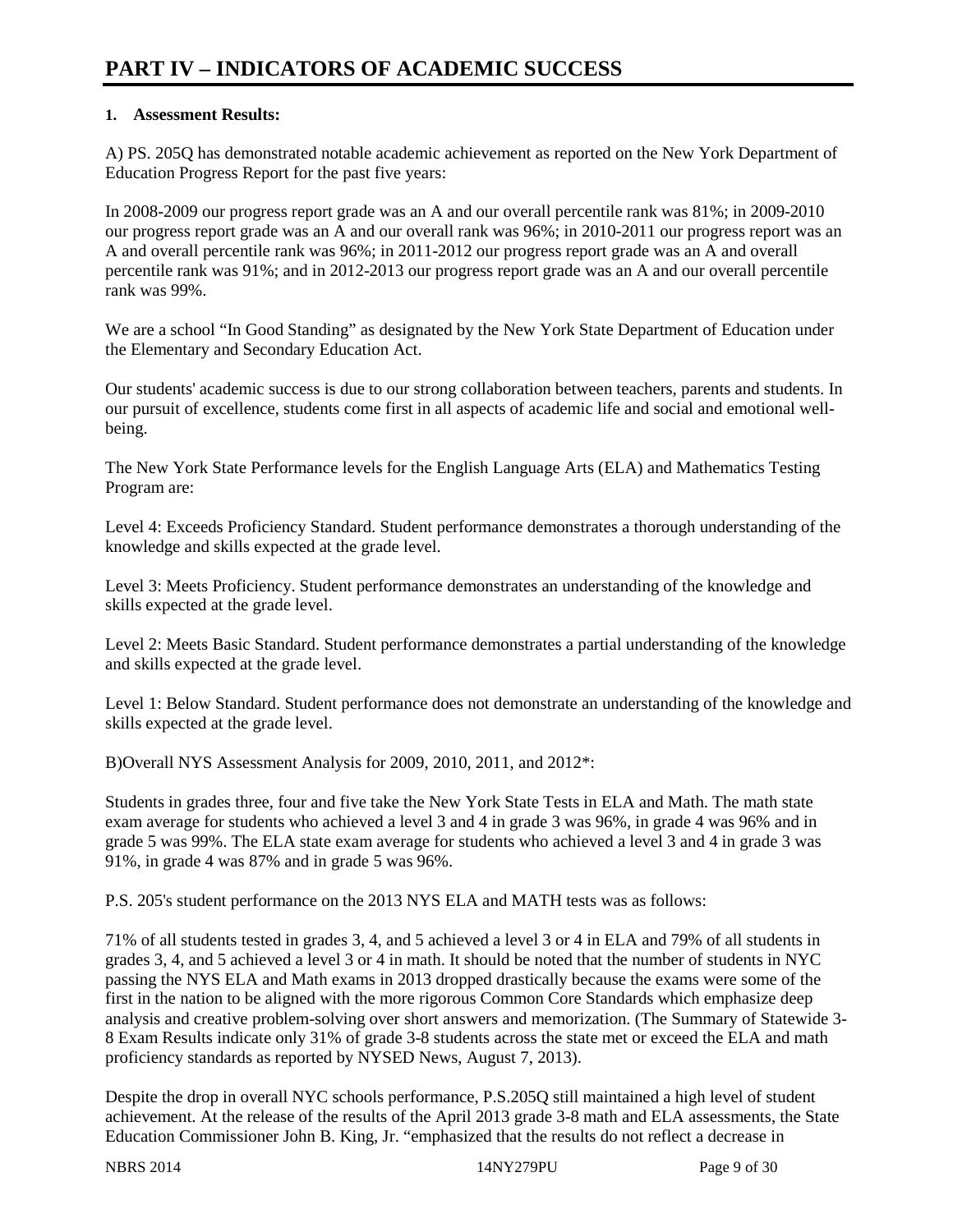# PART IV – INDICATORS OF ACADEMIC SUCCESS

**1. Assessment Results:**

A) PS. 205Q has demonstrated notable academic achievement as reported on the New York Department of Education Progress Report for the past five years:

In 2008-2009 our progress report grade was an A and our overall percentile rank was 81%; in 2009-2010 our progress report grade was an A and our overall rank was 96%; in 2010-2011 our progress report was an A and overall percentile rank was 96%; in 2011-2012 our progress report grade was an A and overall percentile rank was 91%; and in 2012-2013 our progress report grade was an A and our overall percentile rank was 99%.

We are a school "In Good Standing" as designated by the New York State Department of Education under the Elementary and Secondary Education Act.

Our students' academic success is due to our strong collaboration between teachers, parents and students. In our pursuit of excellence, students come first in all aspects of academic life and social and emotional well-being.

The New York State Performance levels for the English Language Arts (ELA) and Mathematics Testing Program are:

Level 4: Exceeds Proficiency Standard. Student performance demonstrates a thorough understanding of the knowledge and skills expected at the grade level.

Level 3: Meets Proficiency. Student performance demonstrates an understanding of the knowledge and skills expected at the grade level.

Level 2: Meets Basic Standard. Student performance demonstrates a partial understanding of the knowledge and skills expected at the grade level.

Level 1: Below Standard. Student performance does not demonstrate an understanding of the knowledge and skills expected at the grade level.

B)Overall NYS Assessment Analysis for 2009, 2010, 2011, and 2012*:

Students in grades three, four and five take the New York State Tests in ELA and Math. The math state exam average for students who achieved a level 3 and 4 in grade 3 was 96%, in grade 4 was 96% and in grade 5 was 99%. The ELA state exam average for students who achieved a level 3 and 4 in grade 3 was 91%, in grade 4 was 87% and in grade 5 was 96%.

P.S. 205's student performance on the 2013 NYS ELA and MATH tests was as follows:

71% of all students tested in grades 3, 4, and 5 achieved a level 3 or 4 in ELA and 79% of all students in grades 3, 4, and 5 achieved a level 3 or 4 in math. It should be noted that the number of students in NYC passing the NYS ELA and Math exams in 2013 dropped drastically because the exams were some of the first in the nation to be aligned with the more rigorous Common Core Standards which emphasize deep analysis and creative problem-solving over short answers and memorization. (The Summary of Statewide 3-8 Exam Results indicate only 31% of grade 3-8 students across the state met or exceed the ELA and math proficiency standards as reported by NYSED News, August 7, 2013).

Despite the drop in overall NYC schools performance, P.S.205Q still maintained a high level of student achievement. At the release of the results of the April 2013 grade 3-8 math and ELA assessments, the State Education Commissioner John B. King, Jr. "emphasized that the results do not reflect a decrease in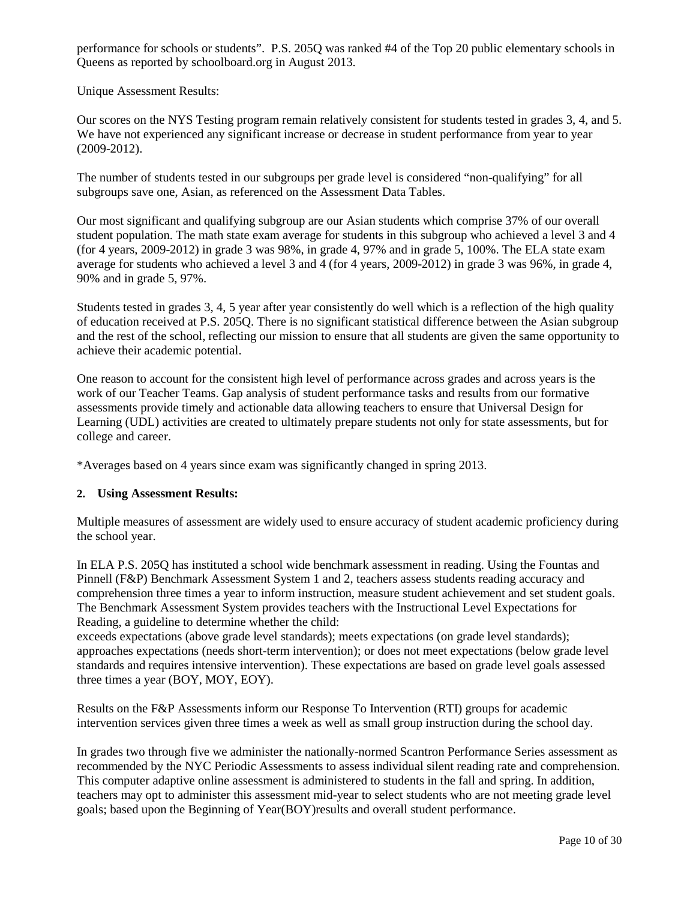performance for schools or students". P.S. 205Q was ranked #4 of the Top 20 public elementary schools in Queens as reported by schoolboard.org in August 2013.

Unique Assessment Results:

Our scores on the NYS Testing program remain relatively consistent for students tested in grades 3, 4, and 5. We have not experienced any significant increase or decrease in student performance from year to year (2009-2012).

The number of students tested in our subgroups per grade level is considered "non-qualifying" for all subgroups save one, Asian, as referenced on the Assessment Data Tables.

Our most significant and qualifying subgroup are our Asian students which comprise 37% of our overall student population. The math state exam average for students in this subgroup who achieved a level 3 and 4 (for 4 years, 2009-2012) in grade 3 was 98%, in grade 4, 97% and in grade 5, 100%. The ELA state exam average for students who achieved a level 3 and 4 (for 4 years, 2009-2012) in grade 3 was 96%, in grade 4, 90% and in grade 5, 97%.

Students tested in grades 3, 4, 5 year after year consistently do well which is a reflection of the high quality of education received at P.S. 205Q. There is no significant statistical difference between the Asian subgroup and the rest of the school, reflecting our mission to ensure that all students are given the same opportunity to achieve their academic potential.

One reason to account for the consistent high level of performance across grades and across years is the work of our Teacher Teams. Gap analysis of student performance tasks and results from our formative assessments provide timely and actionable data allowing teachers to ensure that Universal Design for Learning (UDL) activities are created to ultimately prepare students not only for state assessments, but for college and career.

*Averages based on 4 years since exam was significantly changed in spring 2013.

**2. Using Assessment Results:**

Multiple measures of assessment are widely used to ensure accuracy of student academic proficiency during the school year.

In ELA P.S. 205Q has instituted a school wide benchmark assessment in reading. Using the Fountas and Pinnell (F&P) Benchmark Assessment System 1 and 2, teachers assess students reading accuracy and comprehension three times a year to inform instruction, measure student achievement and set student goals. The Benchmark Assessment System provides teachers with the Instructional Level Expectations for Reading, a guideline to determine whether the child:
exceeds expectations (above grade level standards); meets expectations (on grade level standards); approaches expectations (needs short-term intervention); or does not meet expectations (below grade level standards and requires intensive intervention). These expectations are based on grade level goals assessed three times a year (BOY, MOY, EOY).

Results on the F&P Assessments inform our Response To Intervention (RTI) groups for academic intervention services given three times a week as well as small group instruction during the school day.

In grades two through five we administer the nationally-normed Scantron Performance Series assessment as recommended by the NYC Periodic Assessments to assess individual silent reading rate and comprehension. This computer adaptive online assessment is administered to students in the fall and spring. In addition, teachers may opt to administer this assessment mid-year to select students who are not meeting grade level goals; based upon the Beginning of Year(BOY)results and overall student performance.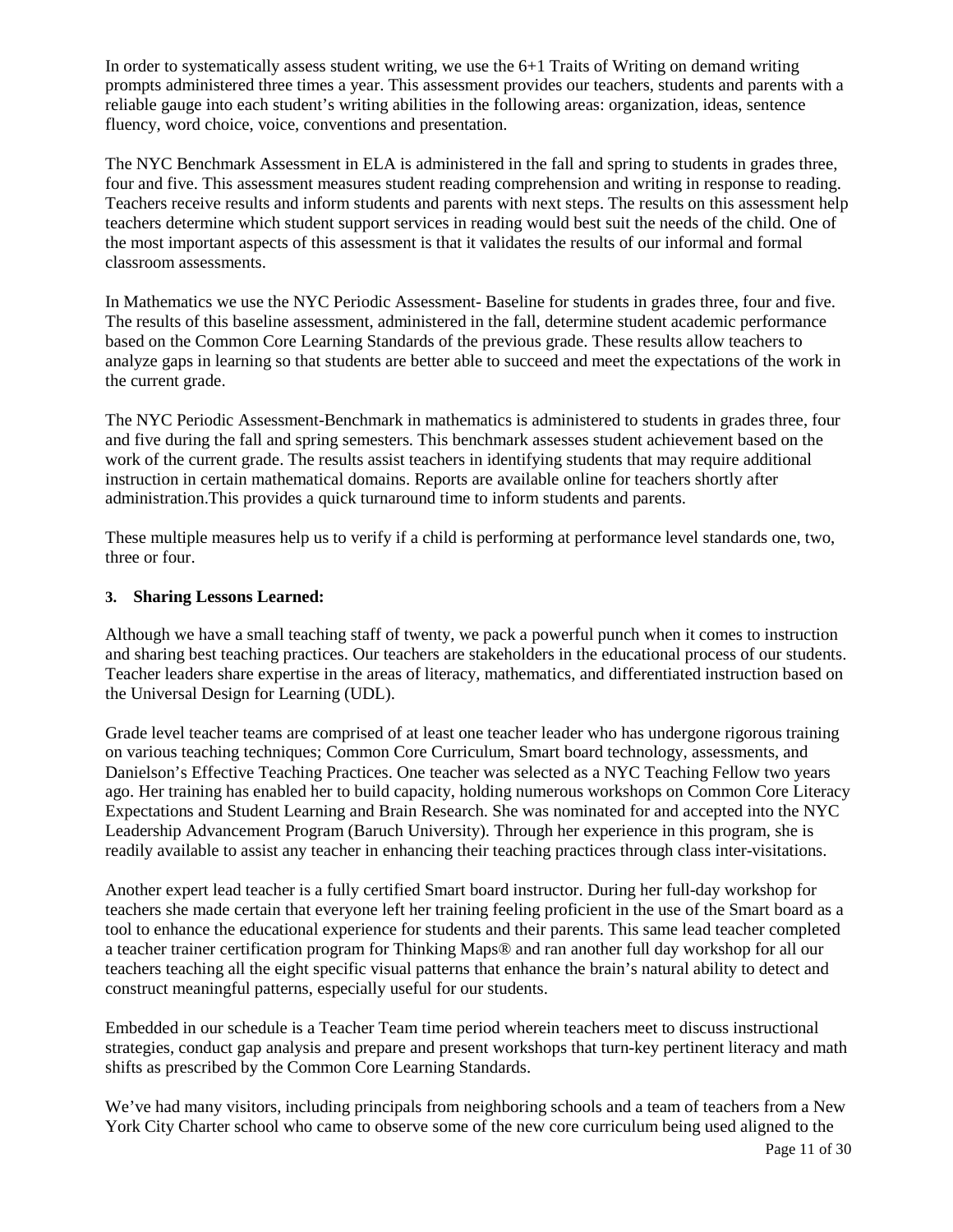In order to systematically assess student writing, we use the 6+1 Traits of Writing on demand writing prompts administered three times a year. This assessment provides our teachers, students and parents with a reliable gauge into each student's writing abilities in the following areas: organization, ideas, sentence fluency, word choice, voice, conventions and presentation.

The NYC Benchmark Assessment in ELA is administered in the fall and spring to students in grades three, four and five. This assessment measures student reading comprehension and writing in response to reading. Teachers receive results and inform students and parents with next steps. The results on this assessment help teachers determine which student support services in reading would best suit the needs of the child. One of the most important aspects of this assessment is that it validates the results of our informal and formal classroom assessments.

In Mathematics we use the NYC Periodic Assessment- Baseline for students in grades three, four and five. The results of this baseline assessment, administered in the fall, determine student academic performance based on the Common Core Learning Standards of the previous grade. These results allow teachers to analyze gaps in learning so that students are better able to succeed and meet the expectations of the work in the current grade.

The NYC Periodic Assessment-Benchmark in mathematics is administered to students in grades three, four and five during the fall and spring semesters. This benchmark assesses student achievement based on the work of the current grade. The results assist teachers in identifying students that may require additional instruction in certain mathematical domains. Reports are available online for teachers shortly after administration.This provides a quick turnaround time to inform students and parents.

These multiple measures help us to verify if a child is performing at performance level standards one, two, three or four.

### 3. Sharing Lessons Learned:

Although we have a small teaching staff of twenty, we pack a powerful punch when it comes to instruction and sharing best teaching practices. Our teachers are stakeholders in the educational process of our students. Teacher leaders share expertise in the areas of literacy, mathematics, and differentiated instruction based on the Universal Design for Learning (UDL).

Grade level teacher teams are comprised of at least one teacher leader who has undergone rigorous training on various teaching techniques; Common Core Curriculum, Smart board technology, assessments, and Danielson's Effective Teaching Practices. One teacher was selected as a NYC Teaching Fellow two years ago. Her training has enabled her to build capacity, holding numerous workshops on Common Core Literacy Expectations and Student Learning and Brain Research. She was nominated for and accepted into the NYC Leadership Advancement Program (Baruch University). Through her experience in this program, she is readily available to assist any teacher in enhancing their teaching practices through class inter-visitations.

Another expert lead teacher is a fully certified Smart board instructor. During her full-day workshop for teachers she made certain that everyone left her training feeling proficient in the use of the Smart board as a tool to enhance the educational experience for students and their parents. This same lead teacher completed a teacher trainer certification program for Thinking Maps® and ran another full day workshop for all our teachers teaching all the eight specific visual patterns that enhance the brain's natural ability to detect and construct meaningful patterns, especially useful for our students.

Embedded in our schedule is a Teacher Team time period wherein teachers meet to discuss instructional strategies, conduct gap analysis and prepare and present workshops that turn-key pertinent literacy and math shifts as prescribed by the Common Core Learning Standards.

We've had many visitors, including principals from neighboring schools and a team of teachers from a New York City Charter school who came to observe some of the new core curriculum being used aligned to the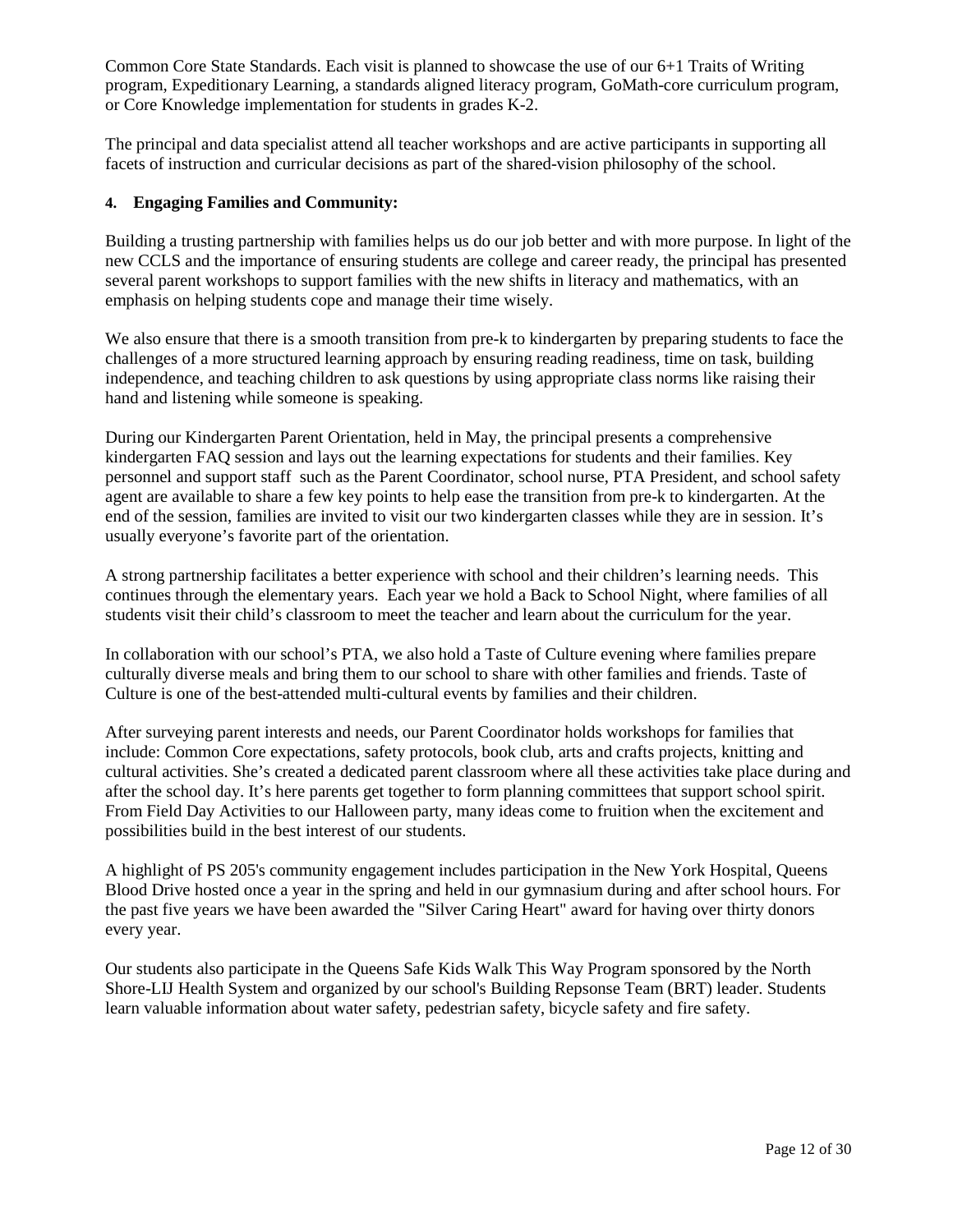Common Core State Standards. Each visit is planned to showcase the use of our 6+1 Traits of Writing program, Expeditionary Learning, a standards aligned literacy program, GoMath-core curriculum program, or Core Knowledge implementation for students in grades K-2.

The principal and data specialist attend all teacher workshops and are active participants in supporting all facets of instruction and curricular decisions as part of the shared-vision philosophy of the school.

**4. Engaging Families and Community:**

Building a trusting partnership with families helps us do our job better and with more purpose. In light of the new CCLS and the importance of ensuring students are college and career ready, the principal has presented several parent workshops to support families with the new shifts in literacy and mathematics, with an emphasis on helping students cope and manage their time wisely.

We also ensure that there is a smooth transition from pre-k to kindergarten by preparing students to face the challenges of a more structured learning approach by ensuring reading readiness, time on task, building independence, and teaching children to ask questions by using appropriate class norms like raising their hand and listening while someone is speaking.

During our Kindergarten Parent Orientation, held in May, the principal presents a comprehensive kindergarten FAQ session and lays out the learning expectations for students and their families. Key personnel and support staff such as the Parent Coordinator, school nurse, PTA President, and school safety agent are available to share a few key points to help ease the transition from pre-k to kindergarten. At the end of the session, families are invited to visit our two kindergarten classes while they are in session. It's usually everyone's favorite part of the orientation.

A strong partnership facilitates a better experience with school and their children's learning needs. This continues through the elementary years. Each year we hold a Back to School Night, where families of all students visit their child's classroom to meet the teacher and learn about the curriculum for the year.

In collaboration with our school's PTA, we also hold a Taste of Culture evening where families prepare culturally diverse meals and bring them to our school to share with other families and friends. Taste of Culture is one of the best-attended multi-cultural events by families and their children.

After surveying parent interests and needs, our Parent Coordinator holds workshops for families that include: Common Core expectations, safety protocols, book club, arts and crafts projects, knitting and cultural activities. She's created a dedicated parent classroom where all these activities take place during and after the school day. It's here parents get together to form planning committees that support school spirit. From Field Day Activities to our Halloween party, many ideas come to fruition when the excitement and possibilities build in the best interest of our students.

A highlight of PS 205's community engagement includes participation in the New York Hospital, Queens Blood Drive hosted once a year in the spring and held in our gymnasium during and after school hours. For the past five years we have been awarded the "Silver Caring Heart" award for having over thirty donors every year.

Our students also participate in the Queens Safe Kids Walk This Way Program sponsored by the North Shore-LIJ Health System and organized by our school's Building Repsonse Team (BRT) leader. Students learn valuable information about water safety, pedestrian safety, bicycle safety and fire safety.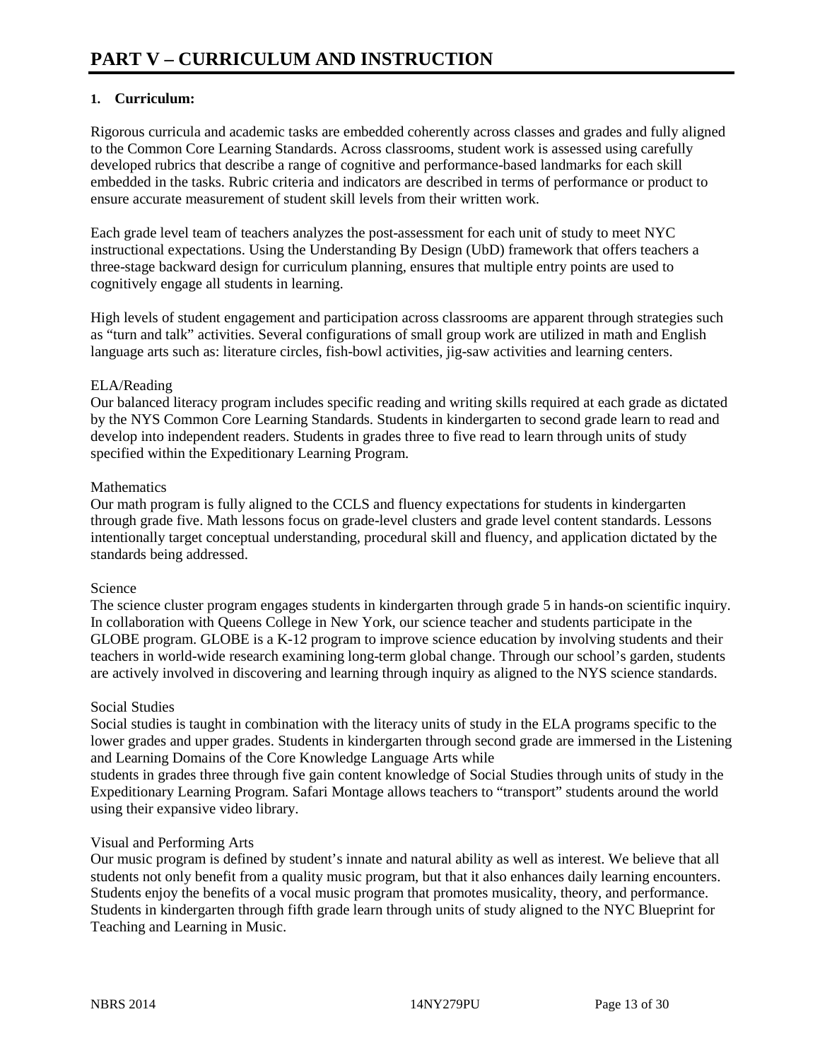# PART V – CURRICULUM AND INSTRUCTION

**1. Curriculum:**

Rigorous curricula and academic tasks are embedded coherently across classes and grades and fully aligned to the Common Core Learning Standards. Across classrooms, student work is assessed using carefully developed rubrics that describe a range of cognitive and performance-based landmarks for each skill embedded in the tasks. Rubric criteria and indicators are described in terms of performance or product to ensure accurate measurement of student skill levels from their written work.

Each grade level team of teachers analyzes the post-assessment for each unit of study to meet NYC instructional expectations. Using the Understanding By Design (UbD) framework that offers teachers a three-stage backward design for curriculum planning, ensures that multiple entry points are used to cognitively engage all students in learning.

High levels of student engagement and participation across classrooms are apparent through strategies such as "turn and talk" activities. Several configurations of small group work are utilized in math and English language arts such as: literature circles, fish-bowl activities, jig-saw activities and learning centers.

ELA/Reading
Our balanced literacy program includes specific reading and writing skills required at each grade as dictated by the NYS Common Core Learning Standards. Students in kindergarten to second grade learn to read and develop into independent readers. Students in grades three to five read to learn through units of study specified within the Expeditionary Learning Program.

Mathematics
Our math program is fully aligned to the CCLS and fluency expectations for students in kindergarten through grade five. Math lessons focus on grade-level clusters and grade level content standards. Lessons intentionally target conceptual understanding, procedural skill and fluency, and application dictated by the standards being addressed.

Science
The science cluster program engages students in kindergarten through grade 5 in hands-on scientific inquiry. In collaboration with Queens College in New York, our science teacher and students participate in the GLOBE program. GLOBE is a K-12 program to improve science education by involving students and their teachers in world-wide research examining long-term global change. Through our school's garden, students are actively involved in discovering and learning through inquiry as aligned to the NYS science standards.

Social Studies
Social studies is taught in combination with the literacy units of study in the ELA programs specific to the lower grades and upper grades. Students in kindergarten through second grade are immersed in the Listening and Learning Domains of the Core Knowledge Language Arts while
students in grades three through five gain content knowledge of Social Studies through units of study in the Expeditionary Learning Program. Safari Montage allows teachers to "transport" students around the world using their expansive video library.

Visual and Performing Arts
Our music program is defined by student's innate and natural ability as well as interest. We believe that all students not only benefit from a quality music program, but that it also enhances daily learning encounters. Students enjoy the benefits of a vocal music program that promotes musicality, theory, and performance. Students in kindergarten through fifth grade learn through units of study aligned to the NYC Blueprint for Teaching and Learning in Music.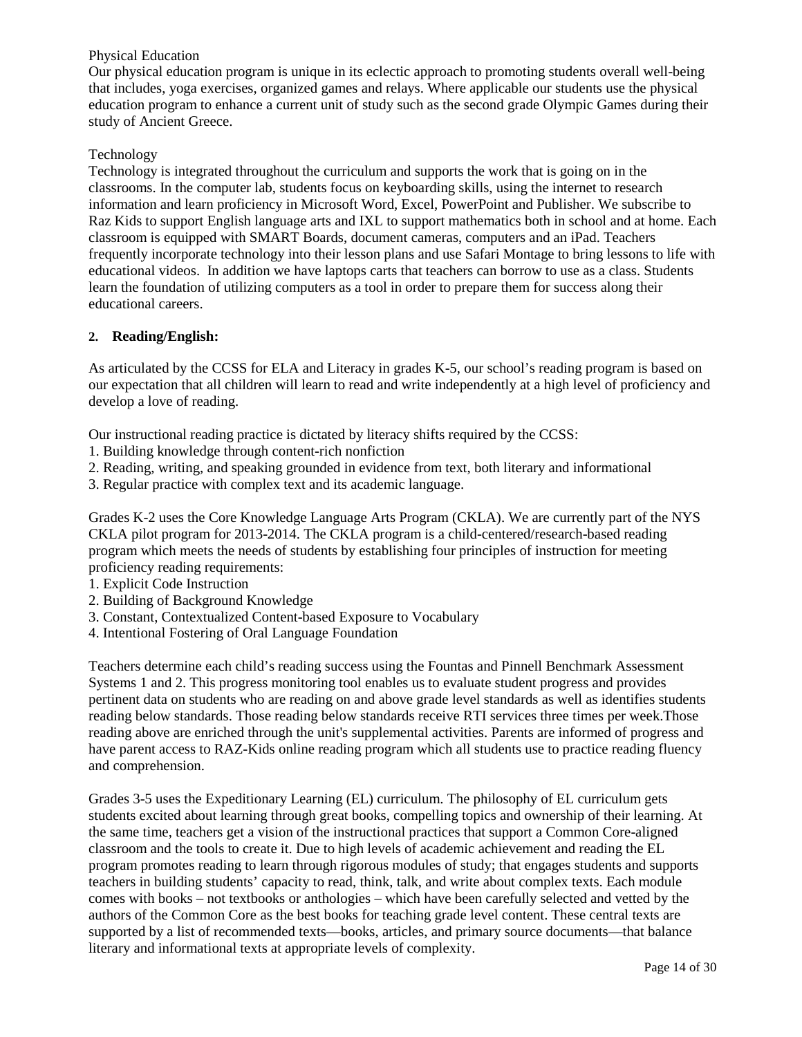Physical Education

Our physical education program is unique in its eclectic approach to promoting students overall well-being that includes, yoga exercises, organized games and relays. Where applicable our students use the physical education program to enhance a current unit of study such as the second grade Olympic Games during their study of Ancient Greece.

Technology

Technology is integrated throughout the curriculum and supports the work that is going on in the classrooms. In the computer lab, students focus on keyboarding skills, using the internet to research information and learn proficiency in Microsoft Word, Excel, PowerPoint and Publisher. We subscribe to Raz Kids to support English language arts and IXL to support mathematics both in school and at home. Each classroom is equipped with SMART Boards, document cameras, computers and an iPad. Teachers frequently incorporate technology into their lesson plans and use Safari Montage to bring lessons to life with educational videos. In addition we have laptops carts that teachers can borrow to use as a class. Students learn the foundation of utilizing computers as a tool in order to prepare them for success along their educational careers.

**2. Reading/English:**

As articulated by the CCSS for ELA and Literacy in grades K-5, our school's reading program is based on our expectation that all children will learn to read and write independently at a high level of proficiency and develop a love of reading.

Our instructional reading practice is dictated by literacy shifts required by the CCSS:

1. Building knowledge through content-rich nonfiction
2. Reading, writing, and speaking grounded in evidence from text, both literary and informational
3. Regular practice with complex text and its academic language.

Grades K-2 uses the Core Knowledge Language Arts Program (CKLA). We are currently part of the NYS CKLA pilot program for 2013-2014. The CKLA program is a child-centered/research-based reading program which meets the needs of students by establishing four principles of instruction for meeting proficiency reading requirements:

1. Explicit Code Instruction
2. Building of Background Knowledge
3. Constant, Contextualized Content-based Exposure to Vocabulary
4. Intentional Fostering of Oral Language Foundation

Teachers determine each child's reading success using the Fountas and Pinnell Benchmark Assessment Systems 1 and 2. This progress monitoring tool enables us to evaluate student progress and provides pertinent data on students who are reading on and above grade level standards as well as identifies students reading below standards. Those reading below standards receive RTI services three times per week.Those reading above are enriched through the unit's supplemental activities. Parents are informed of progress and have parent access to RAZ-Kids online reading program which all students use to practice reading fluency and comprehension.

Grades 3-5 uses the Expeditionary Learning (EL) curriculum. The philosophy of EL curriculum gets students excited about learning through great books, compelling topics and ownership of their learning. At the same time, teachers get a vision of the instructional practices that support a Common Core-aligned classroom and the tools to create it. Due to high levels of academic achievement and reading the EL program promotes reading to learn through rigorous modules of study; that engages students and supports teachers in building students' capacity to read, think, talk, and write about complex texts. Each module comes with books – not textbooks or anthologies – which have been carefully selected and vetted by the authors of the Common Core as the best books for teaching grade level content. These central texts are supported by a list of recommended texts—books, articles, and primary source documents—that balance literary and informational texts at appropriate levels of complexity.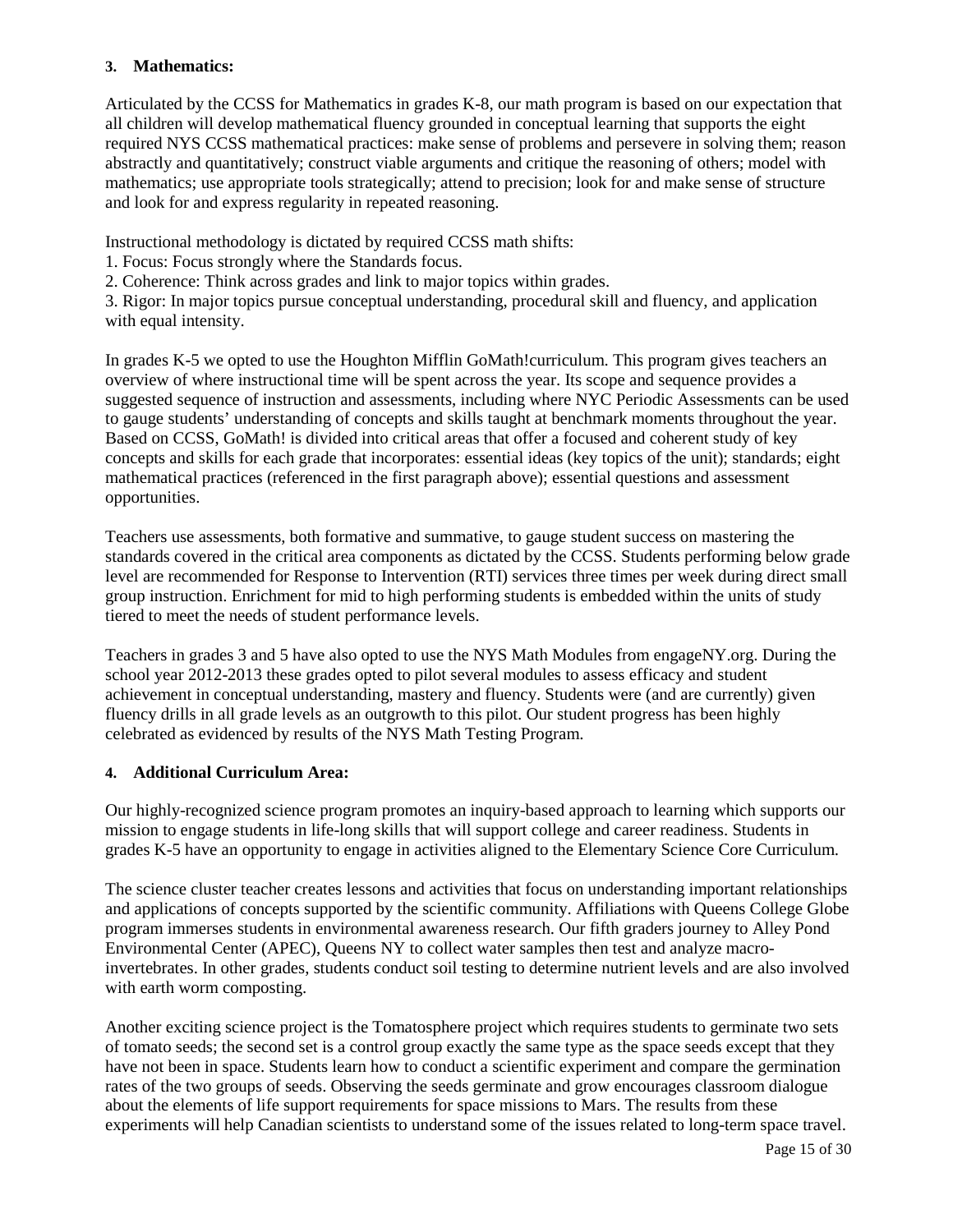### 3. Mathematics:

Articulated by the CCSS for Mathematics in grades K-8, our math program is based on our expectation that all children will develop mathematical fluency grounded in conceptual learning that supports the eight required NYS CCSS mathematical practices: make sense of problems and persevere in solving them; reason abstractly and quantitatively; construct viable arguments and critique the reasoning of others; model with mathematics; use appropriate tools strategically; attend to precision; look for and make sense of structure and look for and express regularity in repeated reasoning.

Instructional methodology is dictated by required CCSS math shifts:
1. Focus: Focus strongly where the Standards focus.
2. Coherence: Think across grades and link to major topics within grades.
3. Rigor: In major topics pursue conceptual understanding, procedural skill and fluency, and application with equal intensity.

In grades K-5 we opted to use the Houghton Mifflin GoMath!curriculum. This program gives teachers an overview of where instructional time will be spent across the year. Its scope and sequence provides a suggested sequence of instruction and assessments, including where NYC Periodic Assessments can be used to gauge students' understanding of concepts and skills taught at benchmark moments throughout the year. Based on CCSS, GoMath! is divided into critical areas that offer a focused and coherent study of key concepts and skills for each grade that incorporates: essential ideas (key topics of the unit); standards; eight mathematical practices (referenced in the first paragraph above); essential questions and assessment opportunities.

Teachers use assessments, both formative and summative, to gauge student success on mastering the standards covered in the critical area components as dictated by the CCSS. Students performing below grade level are recommended for Response to Intervention (RTI) services three times per week during direct small group instruction. Enrichment for mid to high performing students is embedded within the units of study tiered to meet the needs of student performance levels.

Teachers in grades 3 and 5 have also opted to use the NYS Math Modules from engageNY.org. During the school year 2012-2013 these grades opted to pilot several modules to assess efficacy and student achievement in conceptual understanding, mastery and fluency. Students were (and are currently) given fluency drills in all grade levels as an outgrowth to this pilot. Our student progress has been highly celebrated as evidenced by results of the NYS Math Testing Program.

### 4. Additional Curriculum Area:

Our highly-recognized science program promotes an inquiry-based approach to learning which supports our mission to engage students in life-long skills that will support college and career readiness. Students in grades K-5 have an opportunity to engage in activities aligned to the Elementary Science Core Curriculum.

The science cluster teacher creates lessons and activities that focus on understanding important relationships and applications of concepts supported by the scientific community. Affiliations with Queens College Globe program immerses students in environmental awareness research. Our fifth graders journey to Alley Pond Environmental Center (APEC), Queens NY to collect water samples then test and analyze macro-invertebrates. In other grades, students conduct soil testing to determine nutrient levels and are also involved with earth worm composting.

Another exciting science project is the Tomatosphere project which requires students to germinate two sets of tomato seeds; the second set is a control group exactly the same type as the space seeds except that they have not been in space. Students learn how to conduct a scientific experiment and compare the germination rates of the two groups of seeds. Observing the seeds germinate and grow encourages classroom dialogue about the elements of life support requirements for space missions to Mars. The results from these experiments will help Canadian scientists to understand some of the issues related to long-term space travel.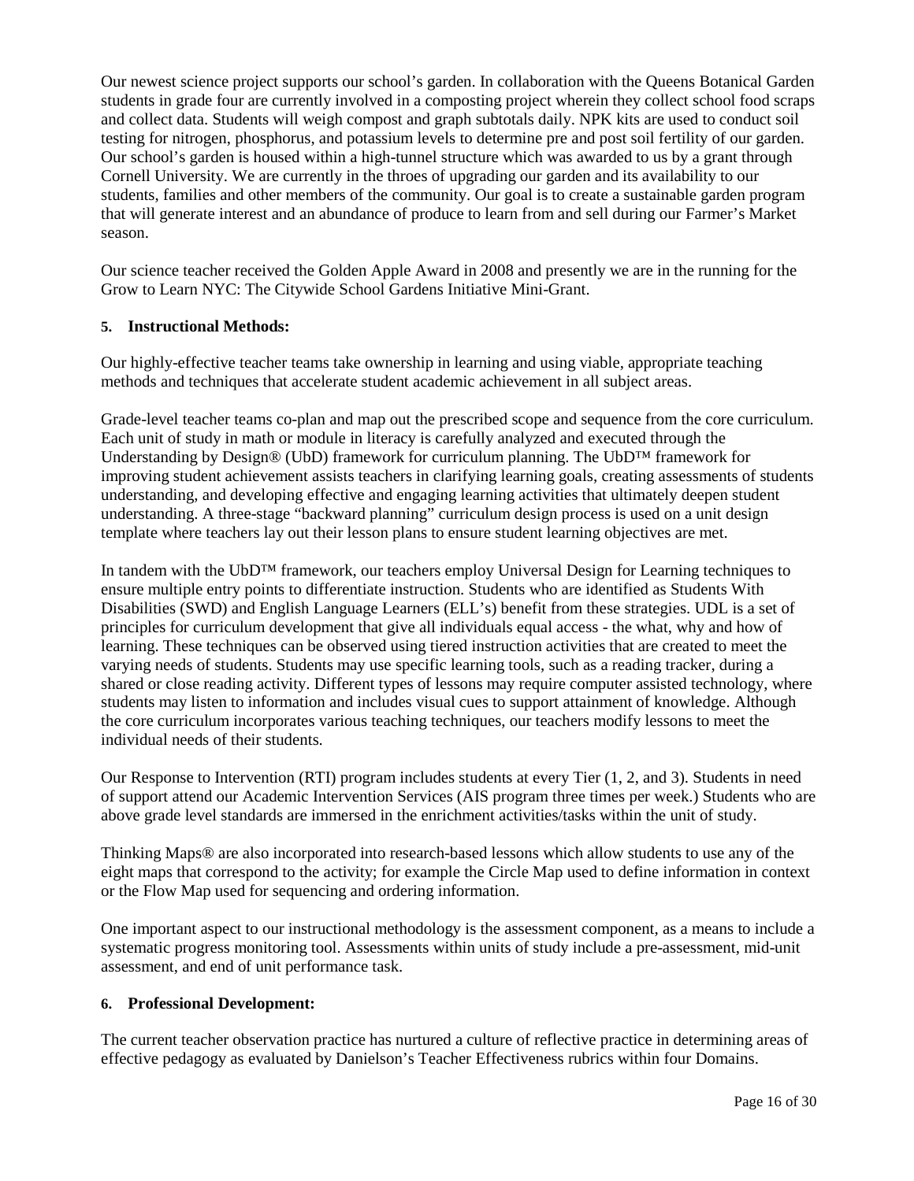Our newest science project supports our school's garden. In collaboration with the Queens Botanical Garden students in grade four are currently involved in a composting project wherein they collect school food scraps and collect data. Students will weigh compost and graph subtotals daily. NPK kits are used to conduct soil testing for nitrogen, phosphorus, and potassium levels to determine pre and post soil fertility of our garden. Our school's garden is housed within a high-tunnel structure which was awarded to us by a grant through Cornell University. We are currently in the throes of upgrading our garden and its availability to our students, families and other members of the community. Our goal is to create a sustainable garden program that will generate interest and an abundance of produce to learn from and sell during our Farmer's Market season.

Our science teacher received the Golden Apple Award in 2008 and presently we are in the running for the Grow to Learn NYC: The Citywide School Gardens Initiative Mini-Grant.

### 5. Instructional Methods:

Our highly-effective teacher teams take ownership in learning and using viable, appropriate teaching methods and techniques that accelerate student academic achievement in all subject areas.

Grade-level teacher teams co-plan and map out the prescribed scope and sequence from the core curriculum. Each unit of study in math or module in literacy is carefully analyzed and executed through the Understanding by Design® (UbD) framework for curriculum planning. The UbD™ framework for improving student achievement assists teachers in clarifying learning goals, creating assessments of students understanding, and developing effective and engaging learning activities that ultimately deepen student understanding. A three-stage "backward planning" curriculum design process is used on a unit design template where teachers lay out their lesson plans to ensure student learning objectives are met.

In tandem with the UbD™ framework, our teachers employ Universal Design for Learning techniques to ensure multiple entry points to differentiate instruction. Students who are identified as Students With Disabilities (SWD) and English Language Learners (ELL's) benefit from these strategies. UDL is a set of principles for curriculum development that give all individuals equal access - the what, why and how of learning. These techniques can be observed using tiered instruction activities that are created to meet the varying needs of students. Students may use specific learning tools, such as a reading tracker, during a shared or close reading activity. Different types of lessons may require computer assisted technology, where students may listen to information and includes visual cues to support attainment of knowledge. Although the core curriculum incorporates various teaching techniques, our teachers modify lessons to meet the individual needs of their students.

Our Response to Intervention (RTI) program includes students at every Tier (1, 2, and 3). Students in need of support attend our Academic Intervention Services (AIS program three times per week.) Students who are above grade level standards are immersed in the enrichment activities/tasks within the unit of study.

Thinking Maps® are also incorporated into research-based lessons which allow students to use any of the eight maps that correspond to the activity; for example the Circle Map used to define information in context or the Flow Map used for sequencing and ordering information.

One important aspect to our instructional methodology is the assessment component, as a means to include a systematic progress monitoring tool. Assessments within units of study include a pre-assessment, mid-unit assessment, and end of unit performance task.

### 6. Professional Development:

The current teacher observation practice has nurtured a culture of reflective practice in determining areas of effective pedagogy as evaluated by Danielson's Teacher Effectiveness rubrics within four Domains.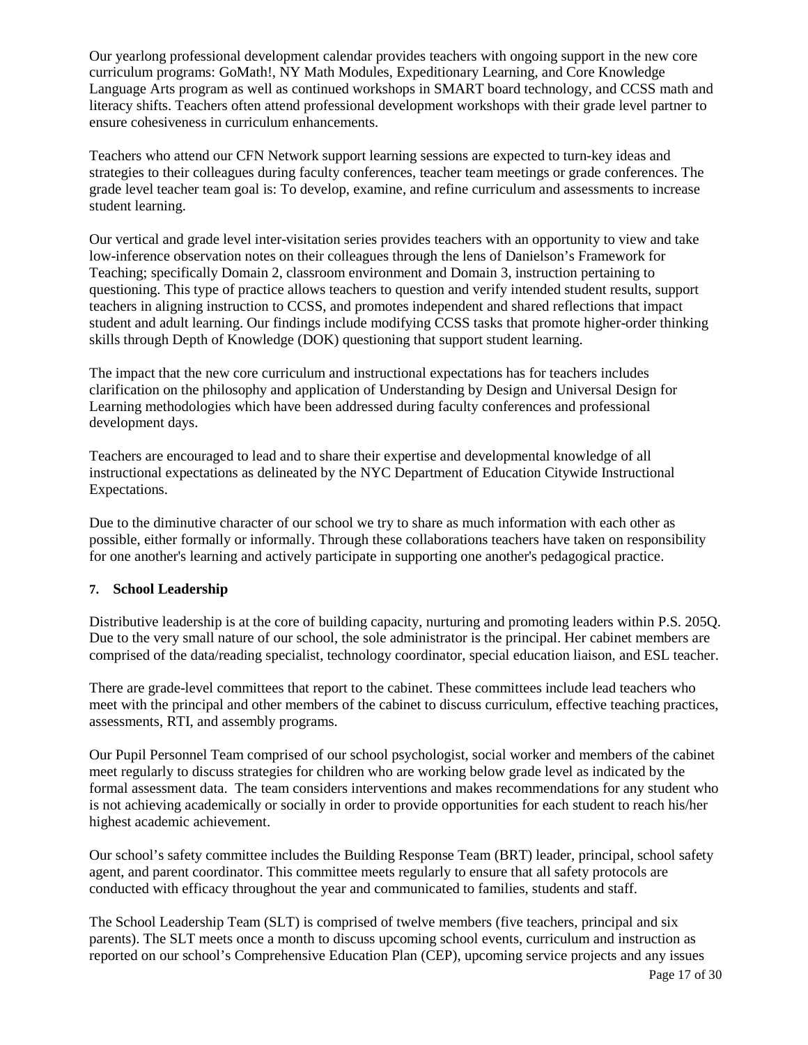Our yearlong professional development calendar provides teachers with ongoing support in the new core curriculum programs: GoMath!, NY Math Modules, Expeditionary Learning, and Core Knowledge Language Arts program as well as continued workshops in SMART board technology, and CCSS math and literacy shifts. Teachers often attend professional development workshops with their grade level partner to ensure cohesiveness in curriculum enhancements.

Teachers who attend our CFN Network support learning sessions are expected to turn-key ideas and strategies to their colleagues during faculty conferences, teacher team meetings or grade conferences. The grade level teacher team goal is: To develop, examine, and refine curriculum and assessments to increase student learning.

Our vertical and grade level inter-visitation series provides teachers with an opportunity to view and take low-inference observation notes on their colleagues through the lens of Danielson's Framework for Teaching; specifically Domain 2, classroom environment and Domain 3, instruction pertaining to questioning. This type of practice allows teachers to question and verify intended student results, support teachers in aligning instruction to CCSS, and promotes independent and shared reflections that impact student and adult learning. Our findings include modifying CCSS tasks that promote higher-order thinking skills through Depth of Knowledge (DOK) questioning that support student learning.

The impact that the new core curriculum and instructional expectations has for teachers includes clarification on the philosophy and application of Understanding by Design and Universal Design for Learning methodologies which have been addressed during faculty conferences and professional development days.

Teachers are encouraged to lead and to share their expertise and developmental knowledge of all instructional expectations as delineated by the NYC Department of Education Citywide Instructional Expectations.

Due to the diminutive character of our school we try to share as much information with each other as possible, either formally or informally. Through these collaborations teachers have taken on responsibility for one another's learning and actively participate in supporting one another's pedagogical practice.

#### 7. School Leadership

Distributive leadership is at the core of building capacity, nurturing and promoting leaders within P.S. 205Q. Due to the very small nature of our school, the sole administrator is the principal. Her cabinet members are comprised of the data/reading specialist, technology coordinator, special education liaison, and ESL teacher.

There are grade-level committees that report to the cabinet. These committees include lead teachers who meet with the principal and other members of the cabinet to discuss curriculum, effective teaching practices, assessments, RTI, and assembly programs.

Our Pupil Personnel Team comprised of our school psychologist, social worker and members of the cabinet meet regularly to discuss strategies for children who are working below grade level as indicated by the formal assessment data. The team considers interventions and makes recommendations for any student who is not achieving academically or socially in order to provide opportunities for each student to reach his/her highest academic achievement.

Our school's safety committee includes the Building Response Team (BRT) leader, principal, school safety agent, and parent coordinator. This committee meets regularly to ensure that all safety protocols are conducted with efficacy throughout the year and communicated to families, students and staff.

The School Leadership Team (SLT) is comprised of twelve members (five teachers, principal and six parents). The SLT meets once a month to discuss upcoming school events, curriculum and instruction as reported on our school's Comprehensive Education Plan (CEP), upcoming service projects and any issues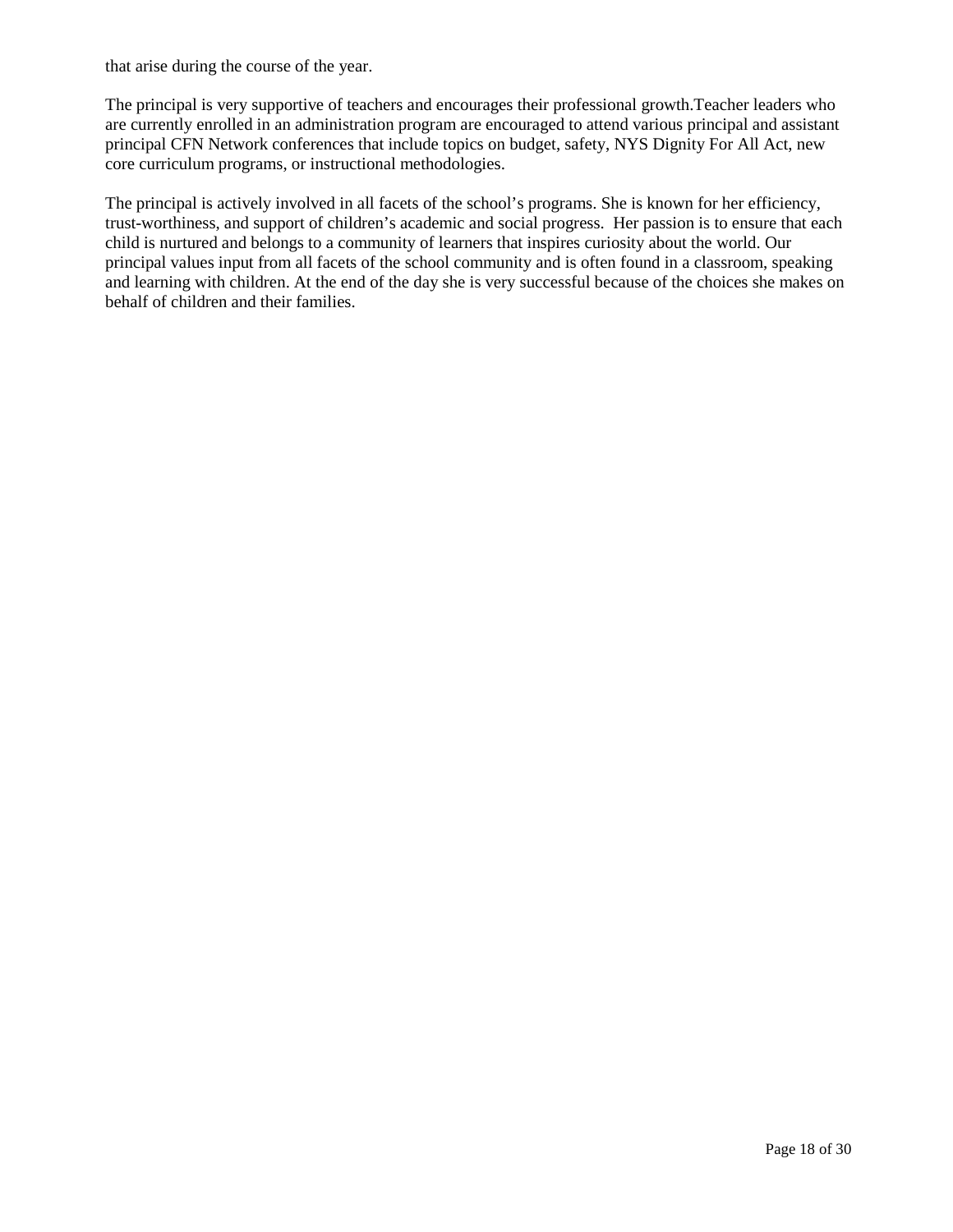that arise during the course of the year.

The principal is very supportive of teachers and encourages their professional growth.Teacher leaders who are currently enrolled in an administration program are encouraged to attend various principal and assistant principal CFN Network conferences that include topics on budget, safety, NYS Dignity For All Act, new core curriculum programs, or instructional methodologies.

The principal is actively involved in all facets of the school's programs. She is known for her efficiency, trust-worthiness, and support of children's academic and social progress.  Her passion is to ensure that each child is nurtured and belongs to a community of learners that inspires curiosity about the world. Our principal values input from all facets of the school community and is often found in a classroom, speaking and learning with children. At the end of the day she is very successful because of the choices she makes on behalf of children and their families.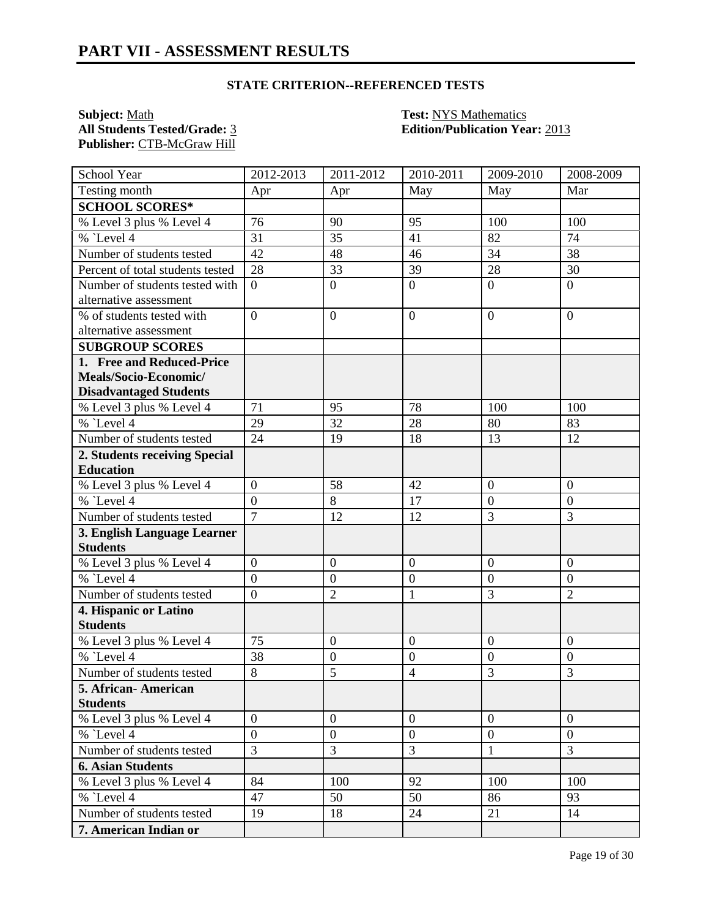# PART VII - ASSESSMENT RESULTS

### STATE CRITERION--REFERENCED TESTS

**Subject:** Math
**All Students Tested/Grade:** 3
**Publisher:** CTB-McGraw Hill

**Test:** NYS Mathematics
**Edition/Publication Year:** 2013

| School Year | 2012-2013 | 2011-2012 | 2010-2011 | 2009-2010 | 2008-2009 |
|---|---|---|---|---|---|
| Testing month | Apr | Apr | May | May | Mar |
| **SCHOOL SCORES*** | | | | | |
| % Level 3 plus % Level 4 | 76 | 90 | 95 | 100 | 100 |
| % `Level 4 | 31 | 35 | 41 | 82 | 74 |
| Number of students tested | 42 | 48 | 46 | 34 | 38 |
| Percent of total students tested | 28 | 33 | 39 | 28 | 30 |
| Number of students tested with alternative assessment | 0 | 0 | 0 | 0 | 0 |
| % of students tested with alternative assessment | 0 | 0 | 0 | 0 | 0 |
| **SUBGROUP SCORES** | | | | | |
| **1. Free and Reduced-Price Meals/Socio-Economic/ Disadvantaged Students** | | | | | |
| % Level 3 plus % Level 4 | 71 | 95 | 78 | 100 | 100 |
| % `Level 4 | 29 | 32 | 28 | 80 | 83 |
| Number of students tested | 24 | 19 | 18 | 13 | 12 |
| **2. Students receiving Special Education** | | | | | |
| % Level 3 plus % Level 4 | 0 | 58 | 42 | 0 | 0 |
| % `Level 4 | 0 | 8 | 17 | 0 | 0 |
| Number of students tested | 7 | 12 | 12 | 3 | 3 |
| **3. English Language Learner Students** | | | | | |
| % Level 3 plus % Level 4 | 0 | 0 | 0 | 0 | 0 |
| % `Level 4 | 0 | 0 | 0 | 0 | 0 |
| Number of students tested | 0 | 2 | 1 | 3 | 2 |
| **4. Hispanic or Latino Students** | | | | | |
| % Level 3 plus % Level 4 | 75 | 0 | 0 | 0 | 0 |
| % `Level 4 | 38 | 0 | 0 | 0 | 0 |
| Number of students tested | 8 | 5 | 4 | 3 | 3 |
| **5. African- American Students** | | | | | |
| % Level 3 plus % Level 4 | 0 | 0 | 0 | 0 | 0 |
| % `Level 4 | 0 | 0 | 0 | 0 | 0 |
| Number of students tested | 3 | 3 | 3 | 1 | 3 |
| **6. Asian Students** | | | | | |
| % Level 3 plus % Level 4 | 84 | 100 | 92 | 100 | 100 |
| % `Level 4 | 47 | 50 | 50 | 86 | 93 |
| Number of students tested | 19 | 18 | 24 | 21 | 14 |
| **7. American Indian or** | | | | | |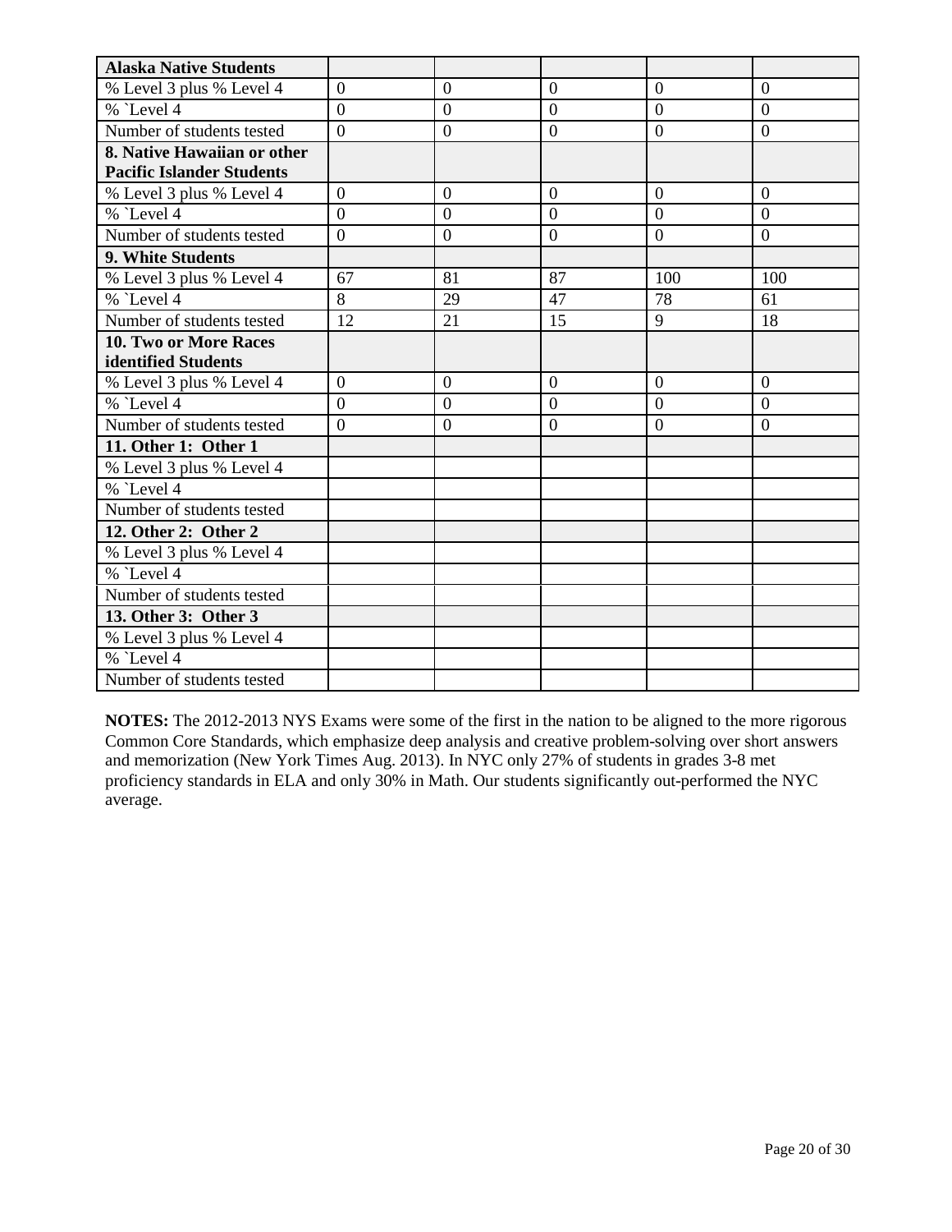| **Alaska Native Students** | | | | | |
|---|---|---|---|---|---|
| % Level 3 plus % Level 4 | 0 | 0 | 0 | 0 | 0 |
| % `Level 4 | 0 | 0 | 0 | 0 | 0 |
| Number of students tested | 0 | 0 | 0 | 0 | 0 |
| **8. Native Hawaiian or other Pacific Islander Students** | | | | | |
| % Level 3 plus % Level 4 | 0 | 0 | 0 | 0 | 0 |
| % `Level 4 | 0 | 0 | 0 | 0 | 0 |
| Number of students tested | 0 | 0 | 0 | 0 | 0 |
| **9. White Students** | | | | | |
| % Level 3 plus % Level 4 | 67 | 81 | 87 | 100 | 100 |
| % `Level 4 | 8 | 29 | 47 | 78 | 61 |
| Number of students tested | 12 | 21 | 15 | 9 | 18 |
| **10. Two or More Races identified Students** | | | | | |
| % Level 3 plus % Level 4 | 0 | 0 | 0 | 0 | 0 |
| % `Level 4 | 0 | 0 | 0 | 0 | 0 |
| Number of students tested | 0 | 0 | 0 | 0 | 0 |
| **11. Other 1: Other 1** | | | | | |
| % Level 3 plus % Level 4 | | | | | |
| % `Level 4 | | | | | |
| Number of students tested | | | | | |
| **12. Other 2: Other 2** | | | | | |
| % Level 3 plus % Level 4 | | | | | |
| % `Level 4 | | | | | |
| Number of students tested | | | | | |
| **13. Other 3: Other 3** | | | | | |
| % Level 3 plus % Level 4 | | | | | |
| % `Level 4 | | | | | |
| Number of students tested | | | | | |

**NOTES:** The 2012-2013 NYS Exams were some of the first in the nation to be aligned to the more rigorous Common Core Standards, which emphasize deep analysis and creative problem-solving over short answers and memorization (New York Times Aug. 2013). In NYC only 27% of students in grades 3-8 met proficiency standards in ELA and only 30% in Math. Our students significantly out-performed the NYC average.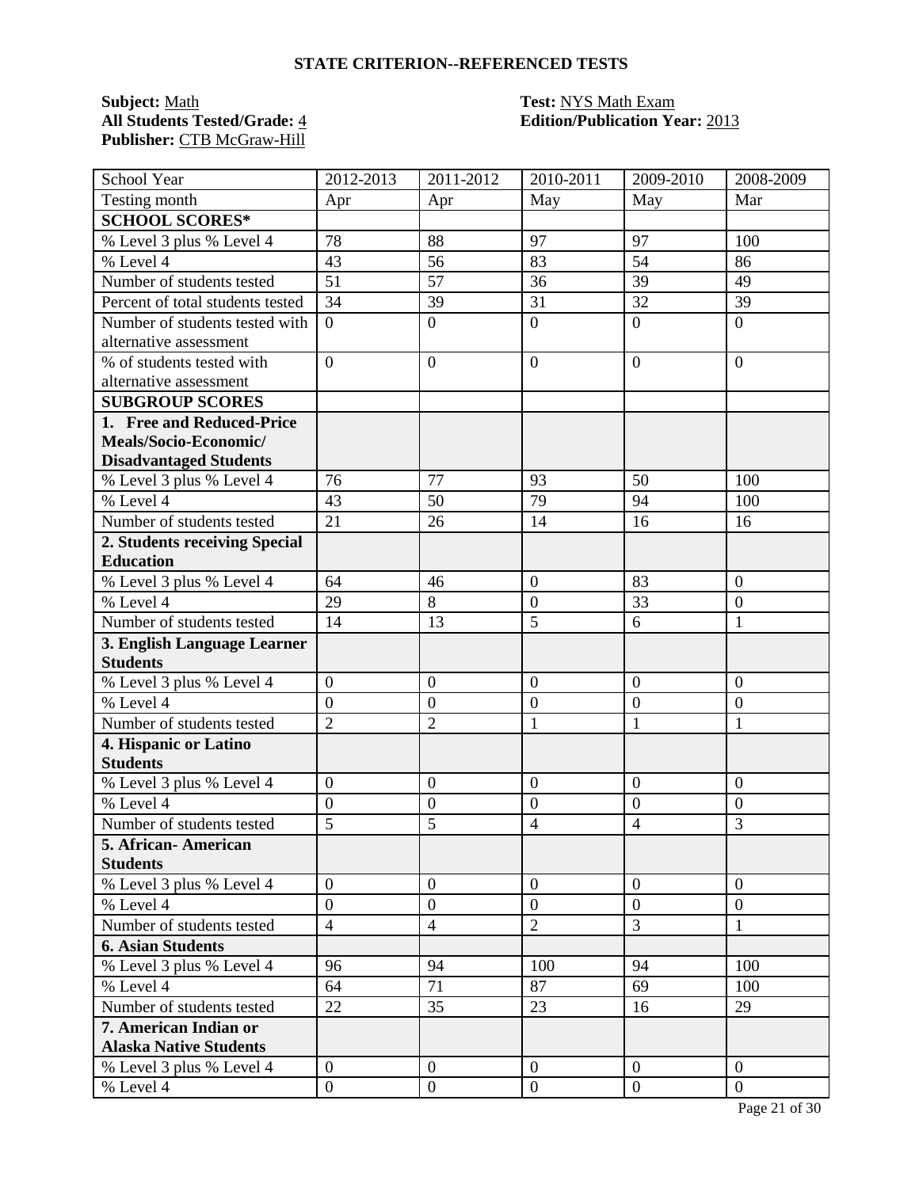## STATE CRITERION--REFERENCED TESTS

**Subject:** Math
**All Students Tested/Grade:** 4
**Publisher:** CTB McGraw-Hill

**Test:** NYS Math Exam
**Edition/Publication Year:** 2013

| School Year | 2012-2013 | 2011-2012 | 2010-2011 | 2009-2010 | 2008-2009 |
|---|---|---|---|---|---|
| Testing month | Apr | Apr | May | May | Mar |
| **SCHOOL SCORES*** | | | | | |
| % Level 3 plus % Level 4 | 78 | 88 | 97 | 97 | 100 |
| % Level 4 | 43 | 56 | 83 | 54 | 86 |
| Number of students tested | 51 | 57 | 36 | 39 | 49 |
| Percent of total students tested | 34 | 39 | 31 | 32 | 39 |
| Number of students tested with alternative assessment | 0 | 0 | 0 | 0 | 0 |
| % of students tested with alternative assessment | 0 | 0 | 0 | 0 | 0 |
| **SUBGROUP SCORES** | | | | | |
| **1. Free and Reduced-Price Meals/Socio-Economic/ Disadvantaged Students** | | | | | |
| % Level 3 plus % Level 4 | 76 | 77 | 93 | 50 | 100 |
| % Level 4 | 43 | 50 | 79 | 94 | 100 |
| Number of students tested | 21 | 26 | 14 | 16 | 16 |
| **2. Students receiving Special Education** | | | | | |
| % Level 3 plus % Level 4 | 64 | 46 | 0 | 83 | 0 |
| % Level 4 | 29 | 8 | 0 | 33 | 0 |
| Number of students tested | 14 | 13 | 5 | 6 | 1 |
| **3. English Language Learner Students** | | | | | |
| % Level 3 plus % Level 4 | 0 | 0 | 0 | 0 | 0 |
| % Level 4 | 0 | 0 | 0 | 0 | 0 |
| Number of students tested | 2 | 2 | 1 | 1 | 1 |
| **4. Hispanic or Latino Students** | | | | | |
| % Level 3 plus % Level 4 | 0 | 0 | 0 | 0 | 0 |
| % Level 4 | 0 | 0 | 0 | 0 | 0 |
| Number of students tested | 5 | 5 | 4 | 4 | 3 |
| **5. African- American Students** | | | | | |
| % Level 3 plus % Level 4 | 0 | 0 | 0 | 0 | 0 |
| % Level 4 | 0 | 0 | 0 | 0 | 0 |
| Number of students tested | 4 | 4 | 2 | 3 | 1 |
| **6. Asian Students** | | | | | |
| % Level 3 plus % Level 4 | 96 | 94 | 100 | 94 | 100 |
| % Level 4 | 64 | 71 | 87 | 69 | 100 |
| Number of students tested | 22 | 35 | 23 | 16 | 29 |
| **7. American Indian or Alaska Native Students** | | | | | |
| % Level 3 plus % Level 4 | 0 | 0 | 0 | 0 | 0 |
| % Level 4 | 0 | 0 | 0 | 0 | 0 |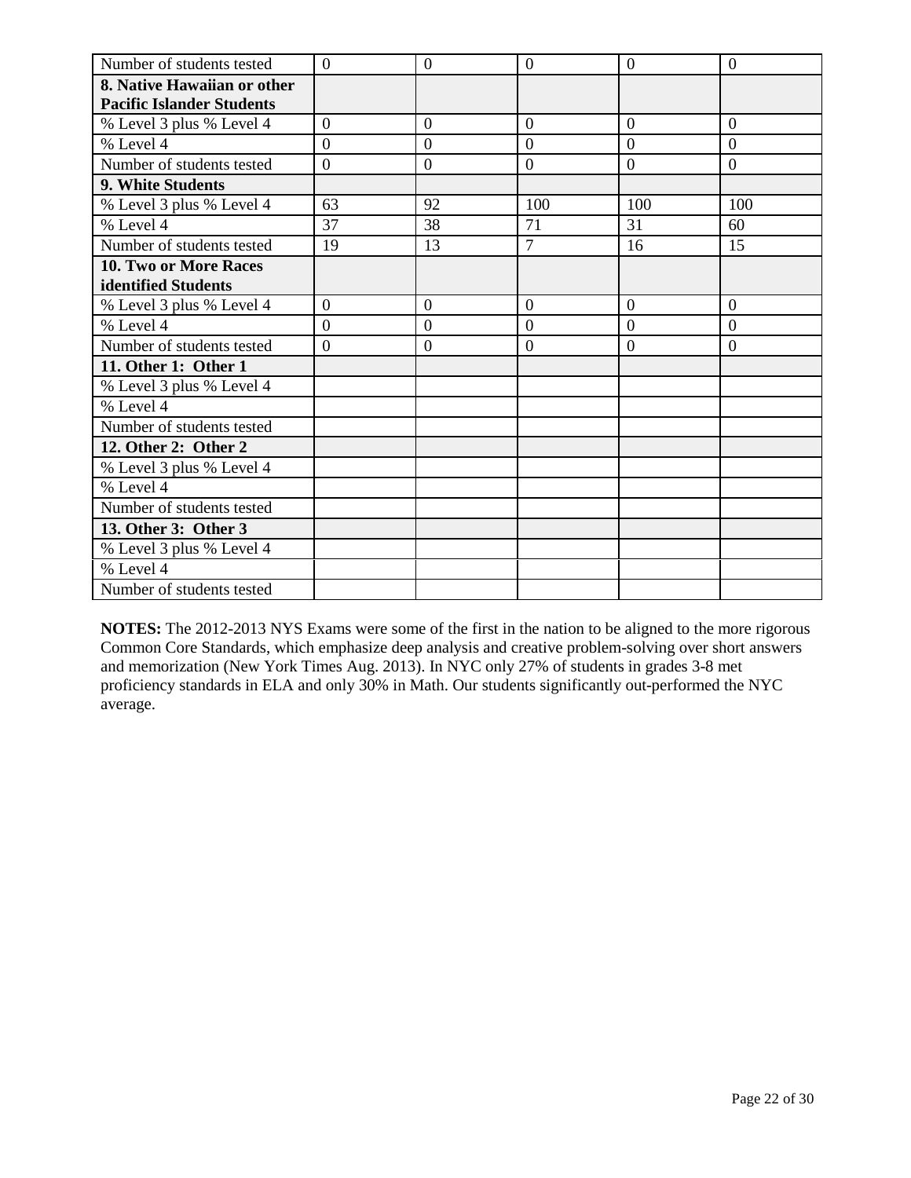| | | | | | |
|---|---|---|---|---|---|
| Number of students tested | 0 | 0 | 0 | 0 | 0 |
| **8. Native Hawaiian or other Pacific Islander Students** | | | | | |
| % Level 3 plus % Level 4 | 0 | 0 | 0 | 0 | 0 |
| % Level 4 | 0 | 0 | 0 | 0 | 0 |
| Number of students tested | 0 | 0 | 0 | 0 | 0 |
| **9. White Students** | | | | | |
| % Level 3 plus % Level 4 | 63 | 92 | 100 | 100 | 100 |
| % Level 4 | 37 | 38 | 71 | 31 | 60 |
| Number of students tested | 19 | 13 | 7 | 16 | 15 |
| **10. Two or More Races identified Students** | | | | | |
| % Level 3 plus % Level 4 | 0 | 0 | 0 | 0 | 0 |
| % Level 4 | 0 | 0 | 0 | 0 | 0 |
| Number of students tested | 0 | 0 | 0 | 0 | 0 |
| **11. Other 1: Other 1** | | | | | |
| % Level 3 plus % Level 4 | | | | | |
| % Level 4 | | | | | |
| Number of students tested | | | | | |
| **12. Other 2: Other 2** | | | | | |
| % Level 3 plus % Level 4 | | | | | |
| % Level 4 | | | | | |
| Number of students tested | | | | | |
| **13. Other 3: Other 3** | | | | | |
| % Level 3 plus % Level 4 | | | | | |
| % Level 4 | | | | | |
| Number of students tested | | | | | |

**NOTES:** The 2012-2013 NYS Exams were some of the first in the nation to be aligned to the more rigorous Common Core Standards, which emphasize deep analysis and creative problem-solving over short answers and memorization (New York Times Aug. 2013). In NYC only 27% of students in grades 3-8 met proficiency standards in ELA and only 30% in Math. Our students significantly out-performed the NYC average.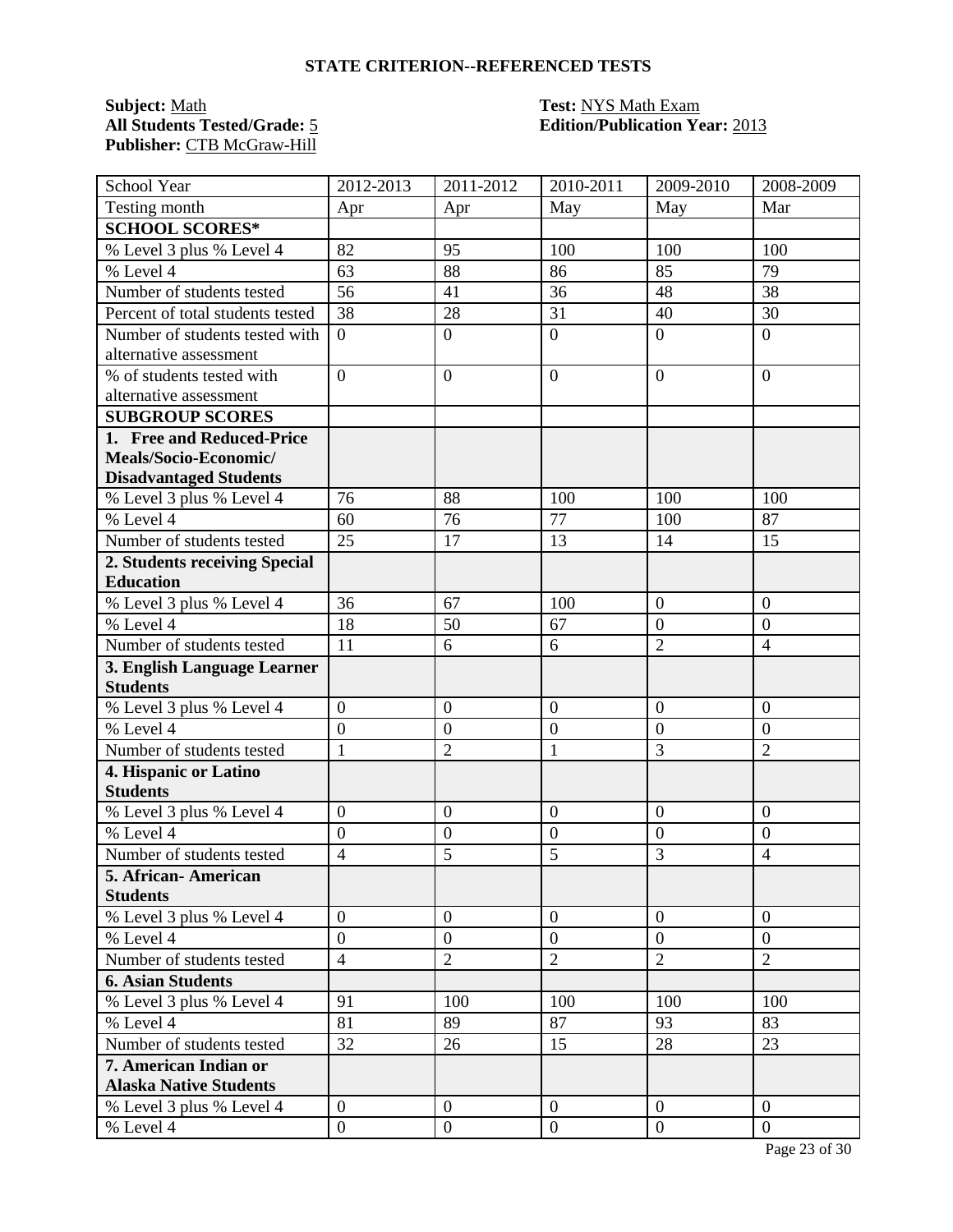## STATE CRITERION--REFERENCED TESTS

**Subject:** Math
**Test:** NYS Math Exam
**All Students Tested/Grade:** 5
**Edition/Publication Year:** 2013
**Publisher:** CTB McGraw-Hill

| School Year | 2012-2013 | 2011-2012 | 2010-2011 | 2009-2010 | 2008-2009 |
|---|---|---|---|---|---|
| Testing month | Apr | Apr | May | May | Mar |
| **SCHOOL SCORES*** | | | | | |
| % Level 3 plus % Level 4 | 82 | 95 | 100 | 100 | 100 |
| % Level 4 | 63 | 88 | 86 | 85 | 79 |
| Number of students tested | 56 | 41 | 36 | 48 | 38 |
| Percent of total students tested | 38 | 28 | 31 | 40 | 30 |
| Number of students tested with alternative assessment | 0 | 0 | 0 | 0 | 0 |
| % of students tested with alternative assessment | 0 | 0 | 0 | 0 | 0 |
| **SUBGROUP SCORES** | | | | | |
| **1. Free and Reduced-Price Meals/Socio-Economic/ Disadvantaged Students** | | | | | |
| % Level 3 plus % Level 4 | 76 | 88 | 100 | 100 | 100 |
| % Level 4 | 60 | 76 | 77 | 100 | 87 |
| Number of students tested | 25 | 17 | 13 | 14 | 15 |
| **2. Students receiving Special Education** | | | | | |
| % Level 3 plus % Level 4 | 36 | 67 | 100 | 0 | 0 |
| % Level 4 | 18 | 50 | 67 | 0 | 0 |
| Number of students tested | 11 | 6 | 6 | 2 | 4 |
| **3. English Language Learner Students** | | | | | |
| % Level 3 plus % Level 4 | 0 | 0 | 0 | 0 | 0 |
| % Level 4 | 0 | 0 | 0 | 0 | 0 |
| Number of students tested | 1 | 2 | 1 | 3 | 2 |
| **4. Hispanic or Latino Students** | | | | | |
| % Level 3 plus % Level 4 | 0 | 0 | 0 | 0 | 0 |
| % Level 4 | 0 | 0 | 0 | 0 | 0 |
| Number of students tested | 4 | 5 | 5 | 3 | 4 |
| **5. African- American Students** | | | | | |
| % Level 3 plus % Level 4 | 0 | 0 | 0 | 0 | 0 |
| % Level 4 | 0 | 0 | 0 | 0 | 0 |
| Number of students tested | 4 | 2 | 2 | 2 | 2 |
| **6. Asian Students** | | | | | |
| % Level 3 plus % Level 4 | 91 | 100 | 100 | 100 | 100 |
| % Level 4 | 81 | 89 | 87 | 93 | 83 |
| Number of students tested | 32 | 26 | 15 | 28 | 23 |
| **7. American Indian or Alaska Native Students** | | | | | |
| % Level 3 plus % Level 4 | 0 | 0 | 0 | 0 | 0 |
| % Level 4 | 0 | 0 | 0 | 0 | 0 |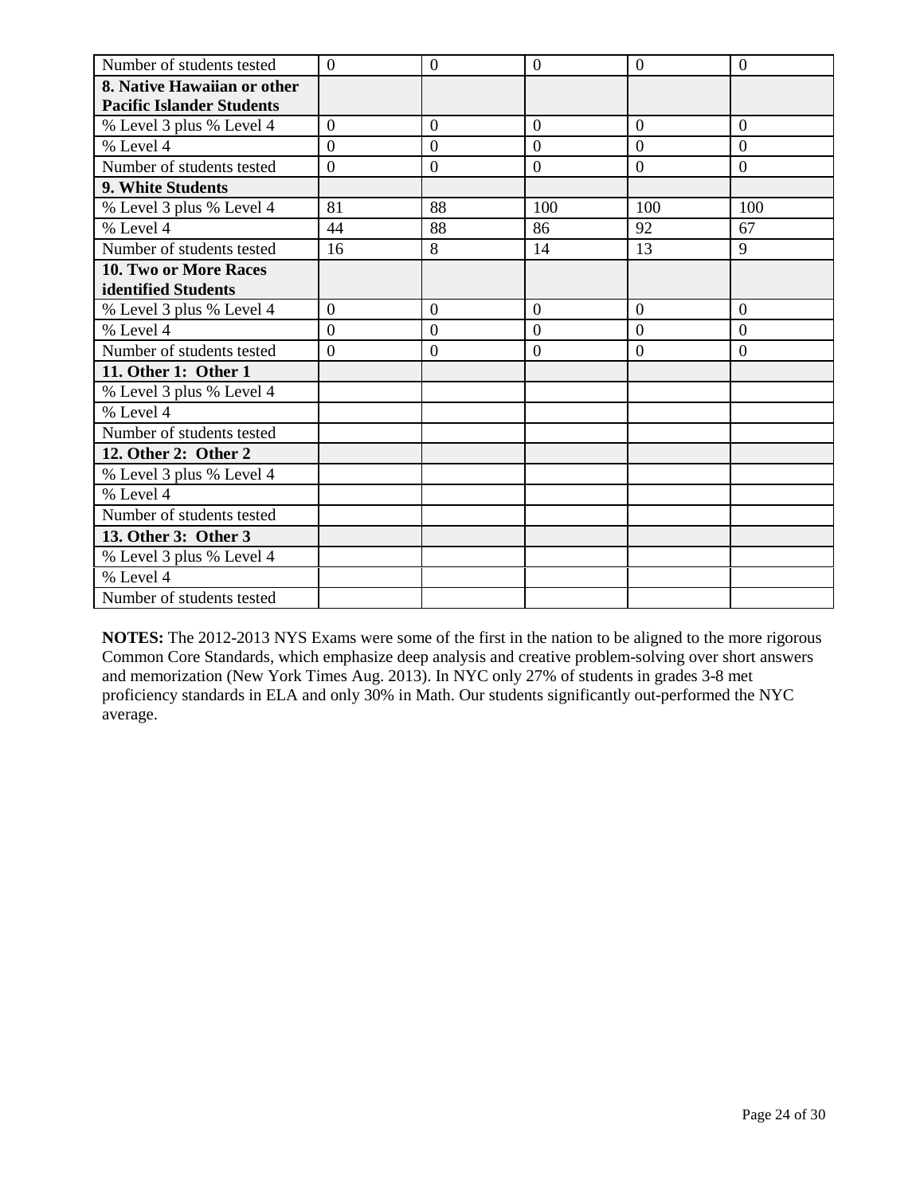| Number of students tested | 0 | 0 | 0 | 0 | 0 |
|---|---|---|---|---|---|
| **8. Native Hawaiian or other Pacific Islander Students** | | | | | |
| % Level 3 plus % Level 4 | 0 | 0 | 0 | 0 | 0 |
| % Level 4 | 0 | 0 | 0 | 0 | 0 |
| Number of students tested | 0 | 0 | 0 | 0 | 0 |
| **9. White Students** | | | | | |
| % Level 3 plus % Level 4 | 81 | 88 | 100 | 100 | 100 |
| % Level 4 | 44 | 88 | 86 | 92 | 67 |
| Number of students tested | 16 | 8 | 14 | 13 | 9 |
| **10. Two or More Races identified Students** | | | | | |
| % Level 3 plus % Level 4 | 0 | 0 | 0 | 0 | 0 |
| % Level 4 | 0 | 0 | 0 | 0 | 0 |
| Number of students tested | 0 | 0 | 0 | 0 | 0 |
| **11. Other 1: Other 1** | | | | | |
| % Level 3 plus % Level 4 | | | | | |
| % Level 4 | | | | | |
| Number of students tested | | | | | |
| **12. Other 2: Other 2** | | | | | |
| % Level 3 plus % Level 4 | | | | | |
| % Level 4 | | | | | |
| Number of students tested | | | | | |
| **13. Other 3: Other 3** | | | | | |
| % Level 3 plus % Level 4 | | | | | |
| % Level 4 | | | | | |
| Number of students tested | | | | | |

**NOTES:** The 2012-2013 NYS Exams were some of the first in the nation to be aligned to the more rigorous Common Core Standards, which emphasize deep analysis and creative problem-solving over short answers and memorization (New York Times Aug. 2013). In NYC only 27% of students in grades 3-8 met proficiency standards in ELA and only 30% in Math. Our students significantly out-performed the NYC average.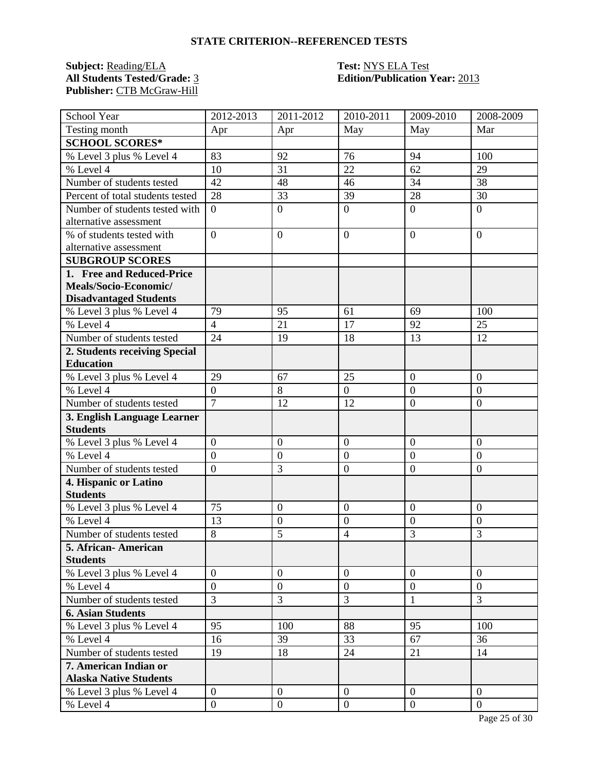### STATE CRITERION--REFERENCED TESTS

**Subject:** Reading/ELA
**All Students Tested/Grade:** 3
**Publisher:** CTB McGraw-Hill

**Test:** NYS ELA Test
**Edition/Publication Year:** 2013

| School Year | 2012-2013 | 2011-2012 | 2010-2011 | 2009-2010 | 2008-2009 |
|---|---|---|---|---|---|
| Testing month | Apr | Apr | May | May | Mar |
| **SCHOOL SCORES*** | | | | | |
| % Level 3 plus % Level 4 | 83 | 92 | 76 | 94 | 100 |
| % Level 4 | 10 | 31 | 22 | 62 | 29 |
| Number of students tested | 42 | 48 | 46 | 34 | 38 |
| Percent of total students tested | 28 | 33 | 39 | 28 | 30 |
| Number of students tested with alternative assessment | 0 | 0 | 0 | 0 | 0 |
| % of students tested with alternative assessment | 0 | 0 | 0 | 0 | 0 |
| **SUBGROUP SCORES** | | | | | |
| **1. Free and Reduced-Price Meals/Socio-Economic/ Disadvantaged Students** | | | | | |
| % Level 3 plus % Level 4 | 79 | 95 | 61 | 69 | 100 |
| % Level 4 | 4 | 21 | 17 | 92 | 25 |
| Number of students tested | 24 | 19 | 18 | 13 | 12 |
| **2. Students receiving Special Education** | | | | | |
| % Level 3 plus % Level 4 | 29 | 67 | 25 | 0 | 0 |
| % Level 4 | 0 | 8 | 0 | 0 | 0 |
| Number of students tested | 7 | 12 | 12 | 0 | 0 |
| **3. English Language Learner Students** | | | | | |
| % Level 3 plus % Level 4 | 0 | 0 | 0 | 0 | 0 |
| % Level 4 | 0 | 0 | 0 | 0 | 0 |
| Number of students tested | 0 | 3 | 0 | 0 | 0 |
| **4. Hispanic or Latino Students** | | | | | |
| % Level 3 plus % Level 4 | 75 | 0 | 0 | 0 | 0 |
| % Level 4 | 13 | 0 | 0 | 0 | 0 |
| Number of students tested | 8 | 5 | 4 | 3 | 3 |
| **5. African- American Students** | | | | | |
| % Level 3 plus % Level 4 | 0 | 0 | 0 | 0 | 0 |
| % Level 4 | 0 | 0 | 0 | 0 | 0 |
| Number of students tested | 3 | 3 | 3 | 1 | 3 |
| **6. Asian Students** | | | | | |
| % Level 3 plus % Level 4 | 95 | 100 | 88 | 95 | 100 |
| % Level 4 | 16 | 39 | 33 | 67 | 36 |
| Number of students tested | 19 | 18 | 24 | 21 | 14 |
| **7. American Indian or Alaska Native Students** | | | | | |
| % Level 3 plus % Level 4 | 0 | 0 | 0 | 0 | 0 |
| % Level 4 | 0 | 0 | 0 | 0 | 0 |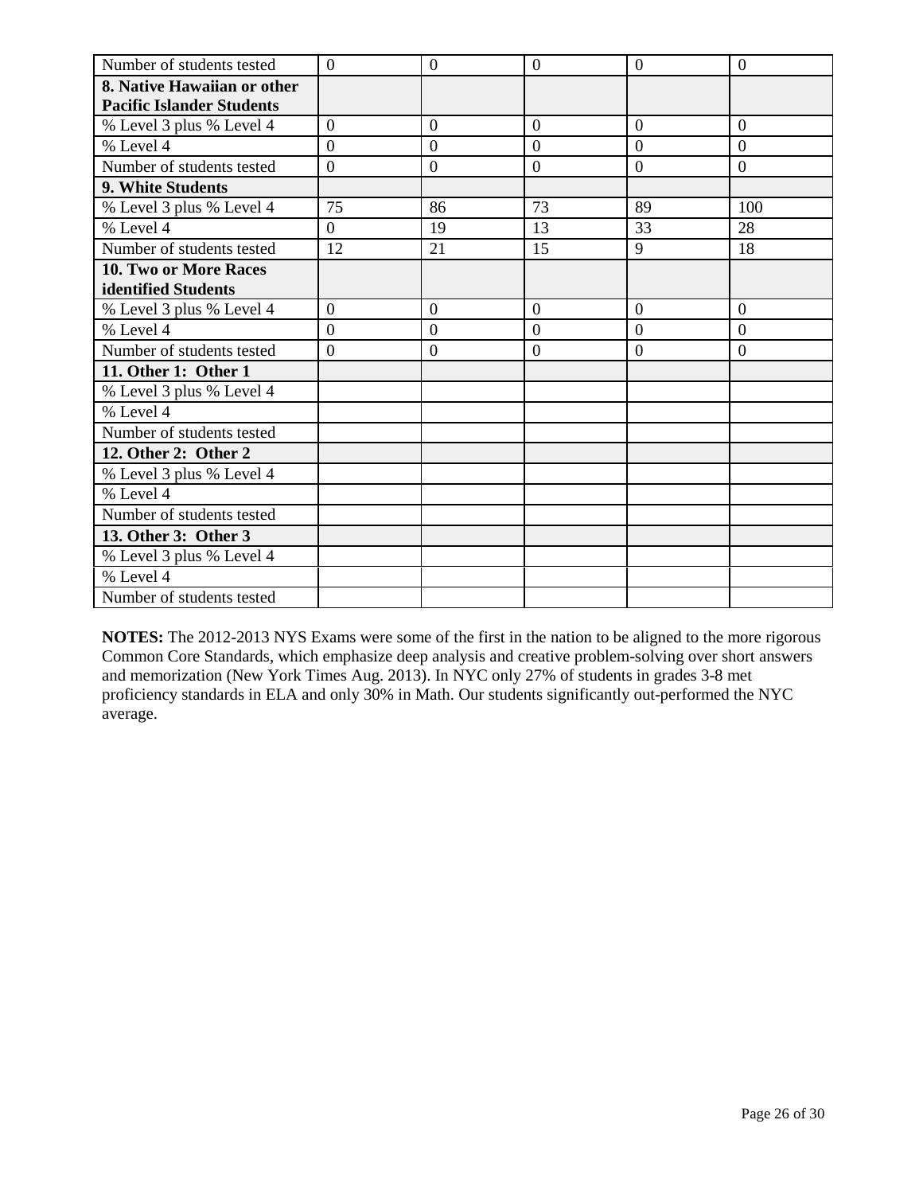| Number of students tested | 0 | 0 | 0 | 0 | 0 |
|---|---|---|---|---|---|
| **8. Native Hawaiian or other Pacific Islander Students** | | | | | |
| % Level 3 plus % Level 4 | 0 | 0 | 0 | 0 | 0 |
| % Level 4 | 0 | 0 | 0 | 0 | 0 |
| Number of students tested | 0 | 0 | 0 | 0 | 0 |
| **9. White Students** | | | | | |
| % Level 3 plus % Level 4 | 75 | 86 | 73 | 89 | 100 |
| % Level 4 | 0 | 19 | 13 | 33 | 28 |
| Number of students tested | 12 | 21 | 15 | 9 | 18 |
| **10. Two or More Races identified Students** | | | | | |
| % Level 3 plus % Level 4 | 0 | 0 | 0 | 0 | 0 |
| % Level 4 | 0 | 0 | 0 | 0 | 0 |
| Number of students tested | 0 | 0 | 0 | 0 | 0 |
| **11. Other 1: Other 1** | | | | | |
| % Level 3 plus % Level 4 | | | | | |
| % Level 4 | | | | | |
| Number of students tested | | | | | |
| **12. Other 2: Other 2** | | | | | |
| % Level 3 plus % Level 4 | | | | | |
| % Level 4 | | | | | |
| Number of students tested | | | | | |
| **13. Other 3: Other 3** | | | | | |
| % Level 3 plus % Level 4 | | | | | |
| % Level 4 | | | | | |
| Number of students tested | | | | | |

**NOTES:** The 2012-2013 NYS Exams were some of the first in the nation to be aligned to the more rigorous Common Core Standards, which emphasize deep analysis and creative problem-solving over short answers and memorization (New York Times Aug. 2013). In NYC only 27% of students in grades 3-8 met proficiency standards in ELA and only 30% in Math. Our students significantly out-performed the NYC average.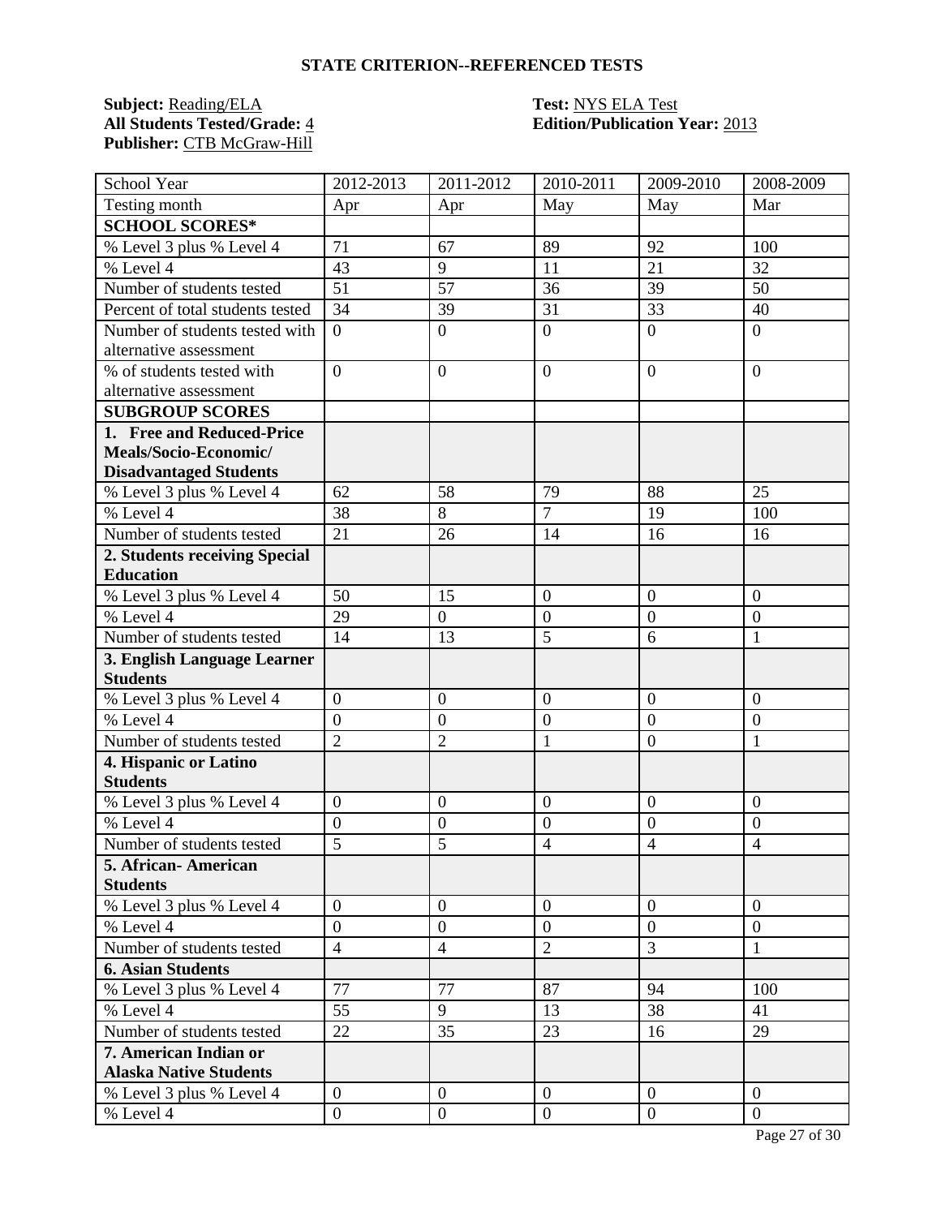**STATE CRITERION--REFERENCED TESTS**

**Subject:** Reading/ELA
**All Students Tested/Grade:** 4
**Publisher:** CTB McGraw-Hill

**Test:** NYS ELA Test
**Edition/Publication Year:** 2013

| School Year | 2012-2013 | 2011-2012 | 2010-2011 | 2009-2010 | 2008-2009 |
|---|---|---|---|---|---|
| Testing month | Apr | Apr | May | May | Mar |
| **SCHOOL SCORES*** | | | | | |
| % Level 3 plus % Level 4 | 71 | 67 | 89 | 92 | 100 |
| % Level 4 | 43 | 9 | 11 | 21 | 32 |
| Number of students tested | 51 | 57 | 36 | 39 | 50 |
| Percent of total students tested | 34 | 39 | 31 | 33 | 40 |
| Number of students tested with alternative assessment | 0 | 0 | 0 | 0 | 0 |
| % of students tested with alternative assessment | 0 | 0 | 0 | 0 | 0 |
| **SUBGROUP SCORES** | | | | | |
| **1. Free and Reduced-Price Meals/Socio-Economic/ Disadvantaged Students** | | | | | |
| % Level 3 plus % Level 4 | 62 | 58 | 79 | 88 | 25 |
| % Level 4 | 38 | 8 | 7 | 19 | 100 |
| Number of students tested | 21 | 26 | 14 | 16 | 16 |
| **2. Students receiving Special Education** | | | | | |
| % Level 3 plus % Level 4 | 50 | 15 | 0 | 0 | 0 |
| % Level 4 | 29 | 0 | 0 | 0 | 0 |
| Number of students tested | 14 | 13 | 5 | 6 | 1 |
| **3. English Language Learner Students** | | | | | |
| % Level 3 plus % Level 4 | 0 | 0 | 0 | 0 | 0 |
| % Level 4 | 0 | 0 | 0 | 0 | 0 |
| Number of students tested | 2 | 2 | 1 | 0 | 1 |
| **4. Hispanic or Latino Students** | | | | | |
| % Level 3 plus % Level 4 | 0 | 0 | 0 | 0 | 0 |
| % Level 4 | 0 | 0 | 0 | 0 | 0 |
| Number of students tested | 5 | 5 | 4 | 4 | 4 |
| **5. African- American Students** | | | | | |
| % Level 3 plus % Level 4 | 0 | 0 | 0 | 0 | 0 |
| % Level 4 | 0 | 0 | 0 | 0 | 0 |
| Number of students tested | 4 | 4 | 2 | 3 | 1 |
| **6. Asian Students** | | | | | |
| % Level 3 plus % Level 4 | 77 | 77 | 87 | 94 | 100 |
| % Level 4 | 55 | 9 | 13 | 38 | 41 |
| Number of students tested | 22 | 35 | 23 | 16 | 29 |
| **7. American Indian or Alaska Native Students** | | | | | |
| % Level 3 plus % Level 4 | 0 | 0 | 0 | 0 | 0 |
| % Level 4 | 0 | 0 | 0 | 0 | 0 |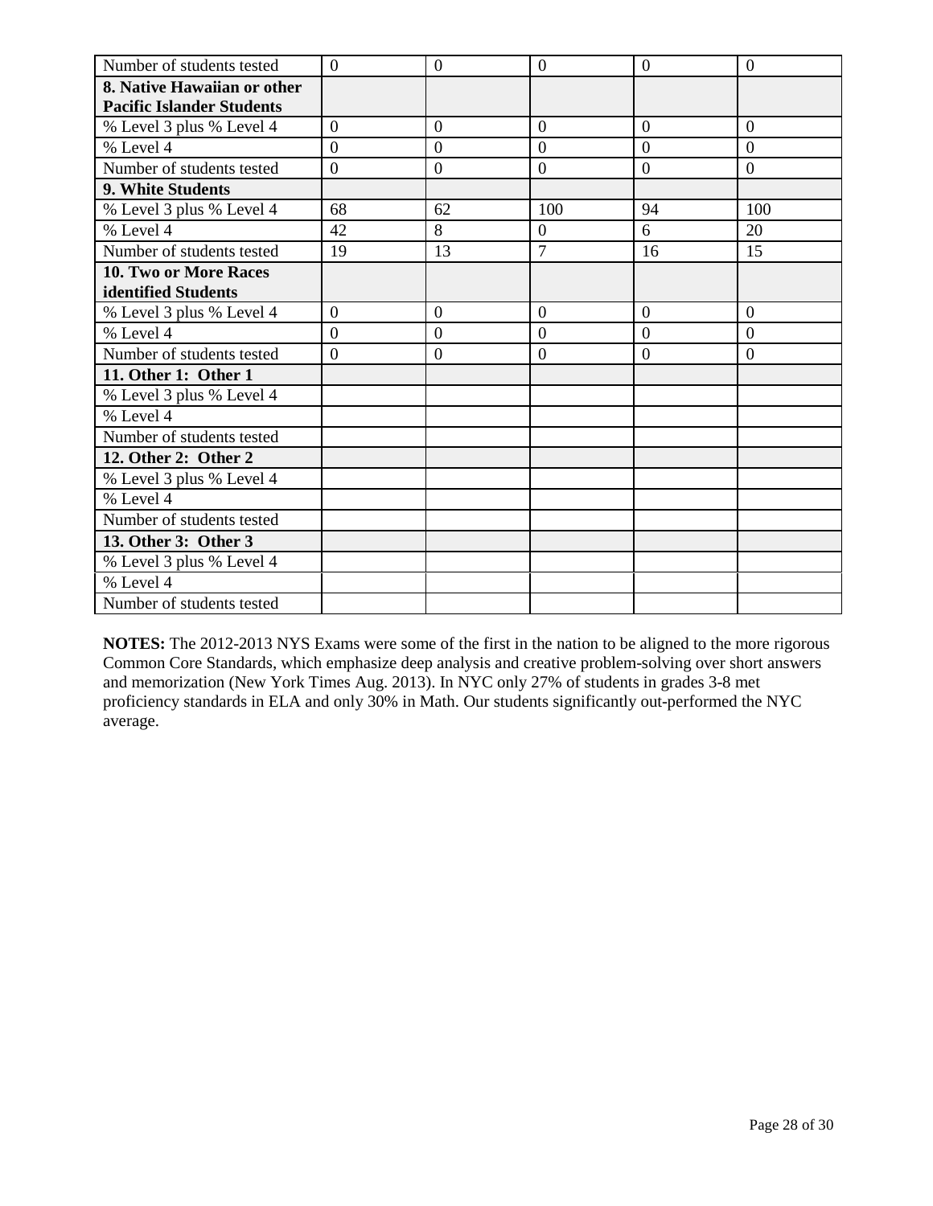| Number of students tested | 0 | 0 | 0 | 0 | 0 |
|---|---|---|---|---|---|
| **8. Native Hawaiian or other Pacific Islander Students** | | | | | |
| % Level 3 plus % Level 4 | 0 | 0 | 0 | 0 | 0 |
| % Level 4 | 0 | 0 | 0 | 0 | 0 |
| Number of students tested | 0 | 0 | 0 | 0 | 0 |
| **9. White Students** | | | | | |
| % Level 3 plus % Level 4 | 68 | 62 | 100 | 94 | 100 |
| % Level 4 | 42 | 8 | 0 | 6 | 20 |
| Number of students tested | 19 | 13 | 7 | 16 | 15 |
| **10. Two or More Races identified Students** | | | | | |
| % Level 3 plus % Level 4 | 0 | 0 | 0 | 0 | 0 |
| % Level 4 | 0 | 0 | 0 | 0 | 0 |
| Number of students tested | 0 | 0 | 0 | 0 | 0 |
| **11. Other 1: Other 1** | | | | | |
| % Level 3 plus % Level 4 | | | | | |
| % Level 4 | | | | | |
| Number of students tested | | | | | |
| **12. Other 2: Other 2** | | | | | |
| % Level 3 plus % Level 4 | | | | | |
| % Level 4 | | | | | |
| Number of students tested | | | | | |
| **13. Other 3: Other 3** | | | | | |
| % Level 3 plus % Level 4 | | | | | |
| % Level 4 | | | | | |
| Number of students tested | | | | | |

**NOTES:** The 2012-2013 NYS Exams were some of the first in the nation to be aligned to the more rigorous Common Core Standards, which emphasize deep analysis and creative problem-solving over short answers and memorization (New York Times Aug. 2013). In NYC only 27% of students in grades 3-8 met proficiency standards in ELA and only 30% in Math. Our students significantly out-performed the NYC average.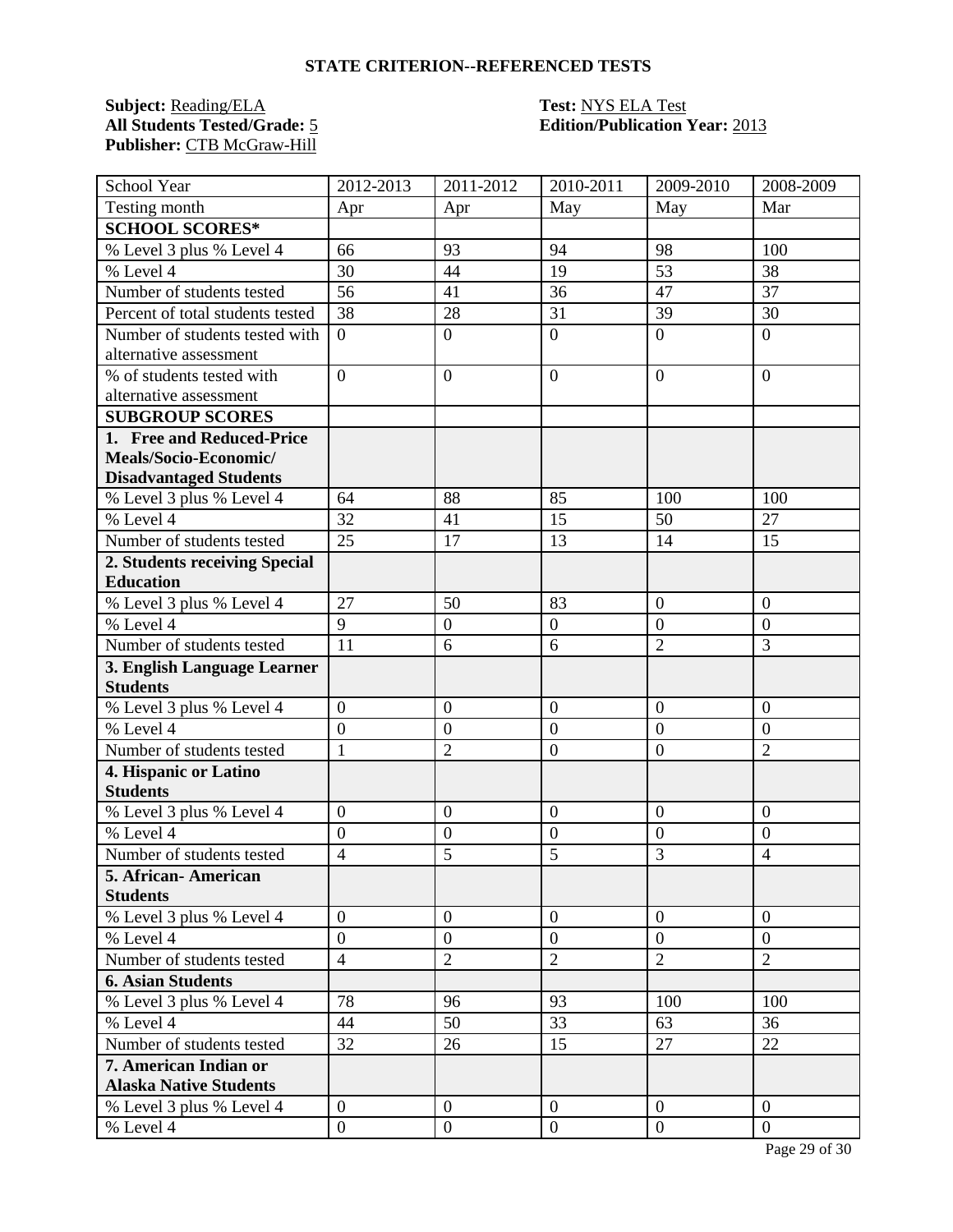## STATE CRITERION--REFERENCED TESTS

**Subject:** Reading/ELA
**All Students Tested/Grade:** 5
**Publisher:** CTB McGraw-Hill

**Test:** NYS ELA Test
**Edition/Publication Year:** 2013

| School Year | 2012-2013 | 2011-2012 | 2010-2011 | 2009-2010 | 2008-2009 |
|---|---|---|---|---|---|
| Testing month | Apr | Apr | May | May | Mar |
| **SCHOOL SCORES*** | | | | | |
| % Level 3 plus % Level 4 | 66 | 93 | 94 | 98 | 100 |
| % Level 4 | 30 | 44 | 19 | 53 | 38 |
| Number of students tested | 56 | 41 | 36 | 47 | 37 |
| Percent of total students tested | 38 | 28 | 31 | 39 | 30 |
| Number of students tested with alternative assessment | 0 | 0 | 0 | 0 | 0 |
| % of students tested with alternative assessment | 0 | 0 | 0 | 0 | 0 |
| **SUBGROUP SCORES** | | | | | |
| **1. Free and Reduced-Price Meals/Socio-Economic/ Disadvantaged Students** | | | | | |
| % Level 3 plus % Level 4 | 64 | 88 | 85 | 100 | 100 |
| % Level 4 | 32 | 41 | 15 | 50 | 27 |
| Number of students tested | 25 | 17 | 13 | 14 | 15 |
| **2. Students receiving Special Education** | | | | | |
| % Level 3 plus % Level 4 | 27 | 50 | 83 | 0 | 0 |
| % Level 4 | 9 | 0 | 0 | 0 | 0 |
| Number of students tested | 11 | 6 | 6 | 2 | 3 |
| **3. English Language Learner Students** | | | | | |
| % Level 3 plus % Level 4 | 0 | 0 | 0 | 0 | 0 |
| % Level 4 | 0 | 0 | 0 | 0 | 0 |
| Number of students tested | 1 | 2 | 0 | 0 | 2 |
| **4. Hispanic or Latino Students** | | | | | |
| % Level 3 plus % Level 4 | 0 | 0 | 0 | 0 | 0 |
| % Level 4 | 0 | 0 | 0 | 0 | 0 |
| Number of students tested | 4 | 5 | 5 | 3 | 4 |
| **5. African- American Students** | | | | | |
| % Level 3 plus % Level 4 | 0 | 0 | 0 | 0 | 0 |
| % Level 4 | 0 | 0 | 0 | 0 | 0 |
| Number of students tested | 4 | 2 | 2 | 2 | 2 |
| **6. Asian Students** | | | | | |
| % Level 3 plus % Level 4 | 78 | 96 | 93 | 100 | 100 |
| % Level 4 | 44 | 50 | 33 | 63 | 36 |
| Number of students tested | 32 | 26 | 15 | 27 | 22 |
| **7. American Indian or Alaska Native Students** | | | | | |
| % Level 3 plus % Level 4 | 0 | 0 | 0 | 0 | 0 |
| % Level 4 | 0 | 0 | 0 | 0 | 0 |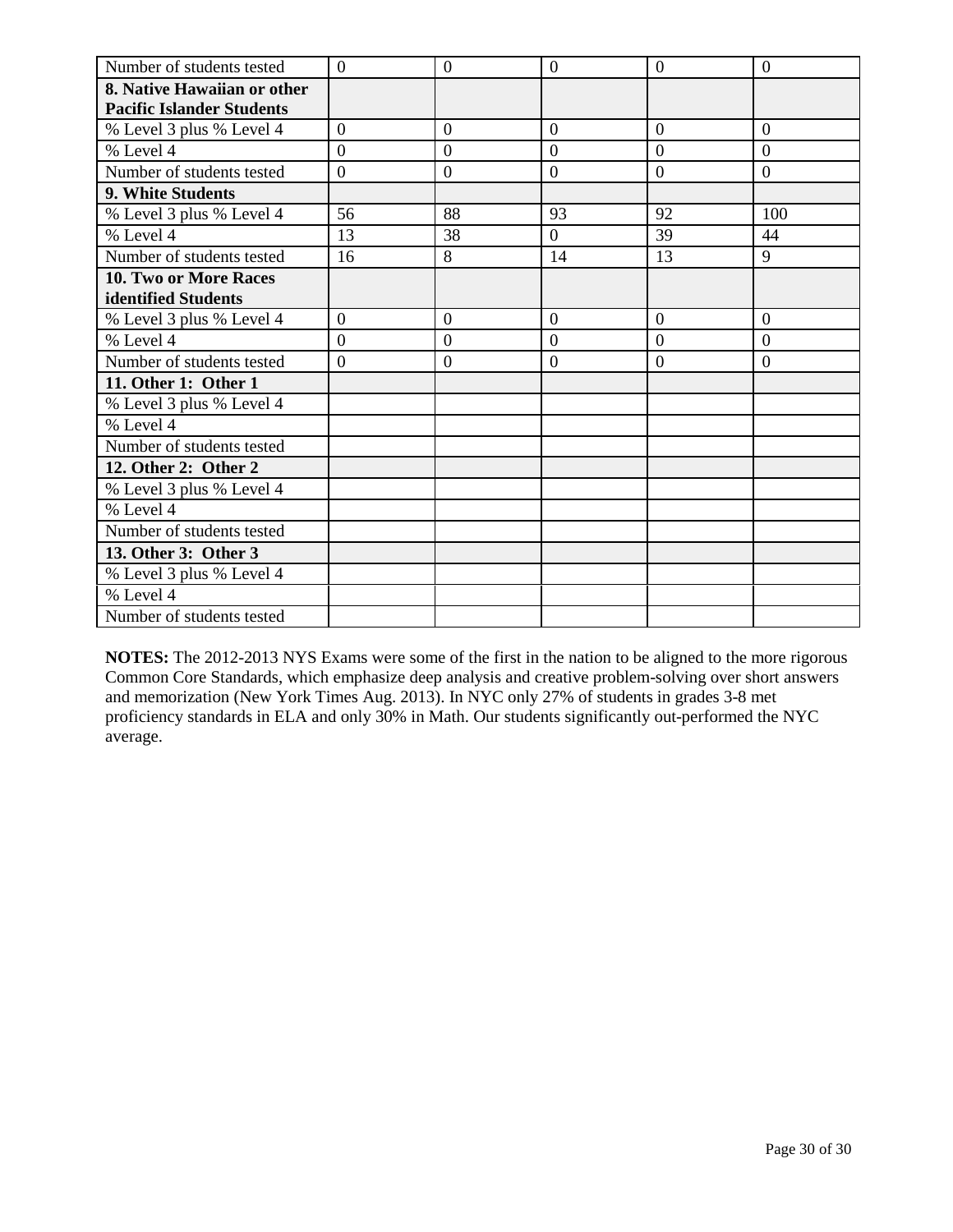| | | | | | |
|---|---|---|---|---|---|
| Number of students tested | 0 | 0 | 0 | 0 | 0 |
| **8. Native Hawaiian or other Pacific Islander Students** | | | | | |
| % Level 3 plus % Level 4 | 0 | 0 | 0 | 0 | 0 |
| % Level 4 | 0 | 0 | 0 | 0 | 0 |
| Number of students tested | 0 | 0 | 0 | 0 | 0 |
| **9. White Students** | | | | | |
| % Level 3 plus % Level 4 | 56 | 88 | 93 | 92 | 100 |
| % Level 4 | 13 | 38 | 0 | 39 | 44 |
| Number of students tested | 16 | 8 | 14 | 13 | 9 |
| **10. Two or More Races identified Students** | | | | | |
| % Level 3 plus % Level 4 | 0 | 0 | 0 | 0 | 0 |
| % Level 4 | 0 | 0 | 0 | 0 | 0 |
| Number of students tested | 0 | 0 | 0 | 0 | 0 |
| **11. Other 1: Other 1** | | | | | |
| % Level 3 plus % Level 4 | | | | | |
| % Level 4 | | | | | |
| Number of students tested | | | | | |
| **12. Other 2: Other 2** | | | | | |
| % Level 3 plus % Level 4 | | | | | |
| % Level 4 | | | | | |
| Number of students tested | | | | | |
| **13. Other 3: Other 3** | | | | | |
| % Level 3 plus % Level 4 | | | | | |
| % Level 4 | | | | | |
| Number of students tested | | | | | |

**NOTES:** The 2012-2013 NYS Exams were some of the first in the nation to be aligned to the more rigorous Common Core Standards, which emphasize deep analysis and creative problem-solving over short answers and memorization (New York Times Aug. 2013). In NYC only 27% of students in grades 3-8 met proficiency standards in ELA and only 30% in Math. Our students significantly out-performed the NYC average.